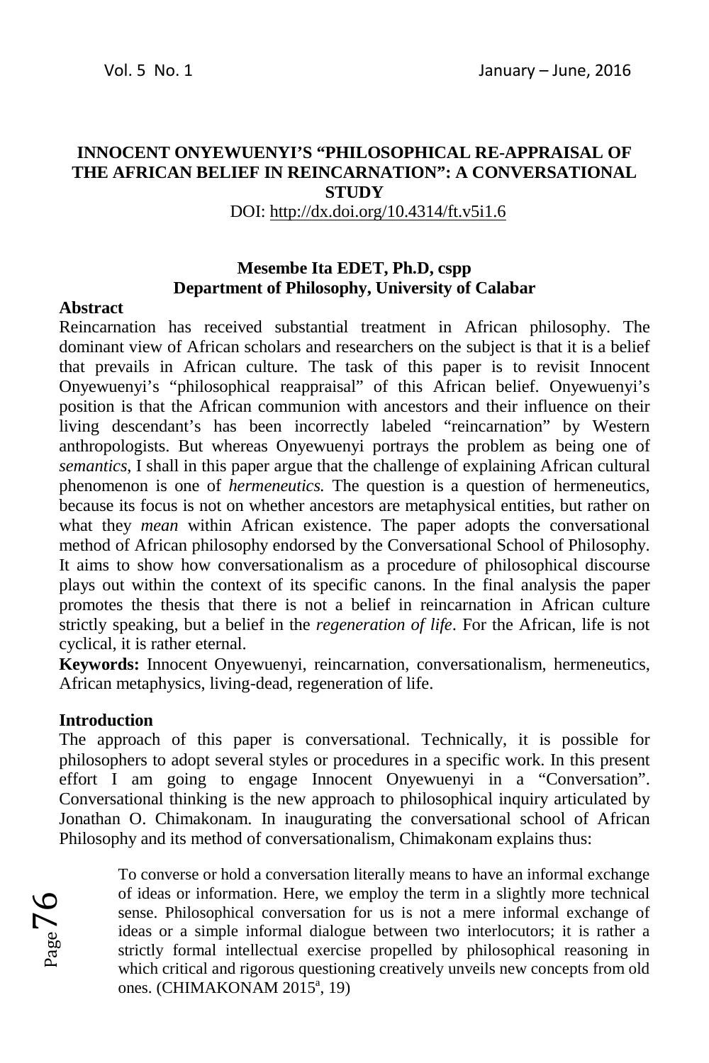# INNOCENT ONYEWUENYI'S "PHILOSOPHICAL RE-APPRAISAL OF THE AFRICAN BELIEF IN REINCARNATION": A CONVERSATIONAL STUDY

DOI: http://dx.doi.org/10.4314/ft.v5i1.6

**Mesembe Ita EDET, Ph.D, cspp**
**Department of Philosophy, University of Calabar**

**Abstract**

Reincarnation has received substantial treatment in African philosophy. The dominant view of African scholars and researchers on the subject is that it is a belief that prevails in African culture. The task of this paper is to revisit Innocent Onyewuenyi's "philosophical reappraisal" of this African belief. Onyewuenyi's position is that the African communion with ancestors and their influence on their living descendant's has been incorrectly labeled "reincarnation" by Western anthropologists. But whereas Onyewuenyi portrays the problem as being one of *semantics*, I shall in this paper argue that the challenge of explaining African cultural phenomenon is one of *hermeneutics.* The question is a question of hermeneutics, because its focus is not on whether ancestors are metaphysical entities, but rather on what they *mean* within African existence. The paper adopts the conversational method of African philosophy endorsed by the Conversational School of Philosophy. It aims to show how conversationalism as a procedure of philosophical discourse plays out within the context of its specific canons. In the final analysis the paper promotes the thesis that there is not a belief in reincarnation in African culture strictly speaking, but a belief in the *regeneration of life*. For the African, life is not cyclical, it is rather eternal.

**Keywords:** Innocent Onyewuenyi, reincarnation, conversationalism, hermeneutics, African metaphysics, living-dead, regeneration of life.

## Introduction

The approach of this paper is conversational. Technically, it is possible for philosophers to adopt several styles or procedures in a specific work. In this present effort I am going to engage Innocent Onyewuenyi in a "Conversation". Conversational thinking is the new approach to philosophical inquiry articulated by Jonathan O. Chimakonam. In inaugurating the conversational school of African Philosophy and its method of conversationalism, Chimakonam explains thus:

> To converse or hold a conversation literally means to have an informal exchange of ideas or information. Here, we employ the term in a slightly more technical sense. Philosophical conversation for us is not a mere informal exchange of ideas or a simple informal dialogue between two interlocutors; it is rather a strictly formal intellectual exercise propelled by philosophical reasoning in which critical and rigorous questioning creatively unveils new concepts from old ones. (CHIMAKONAM 2015[a], 19)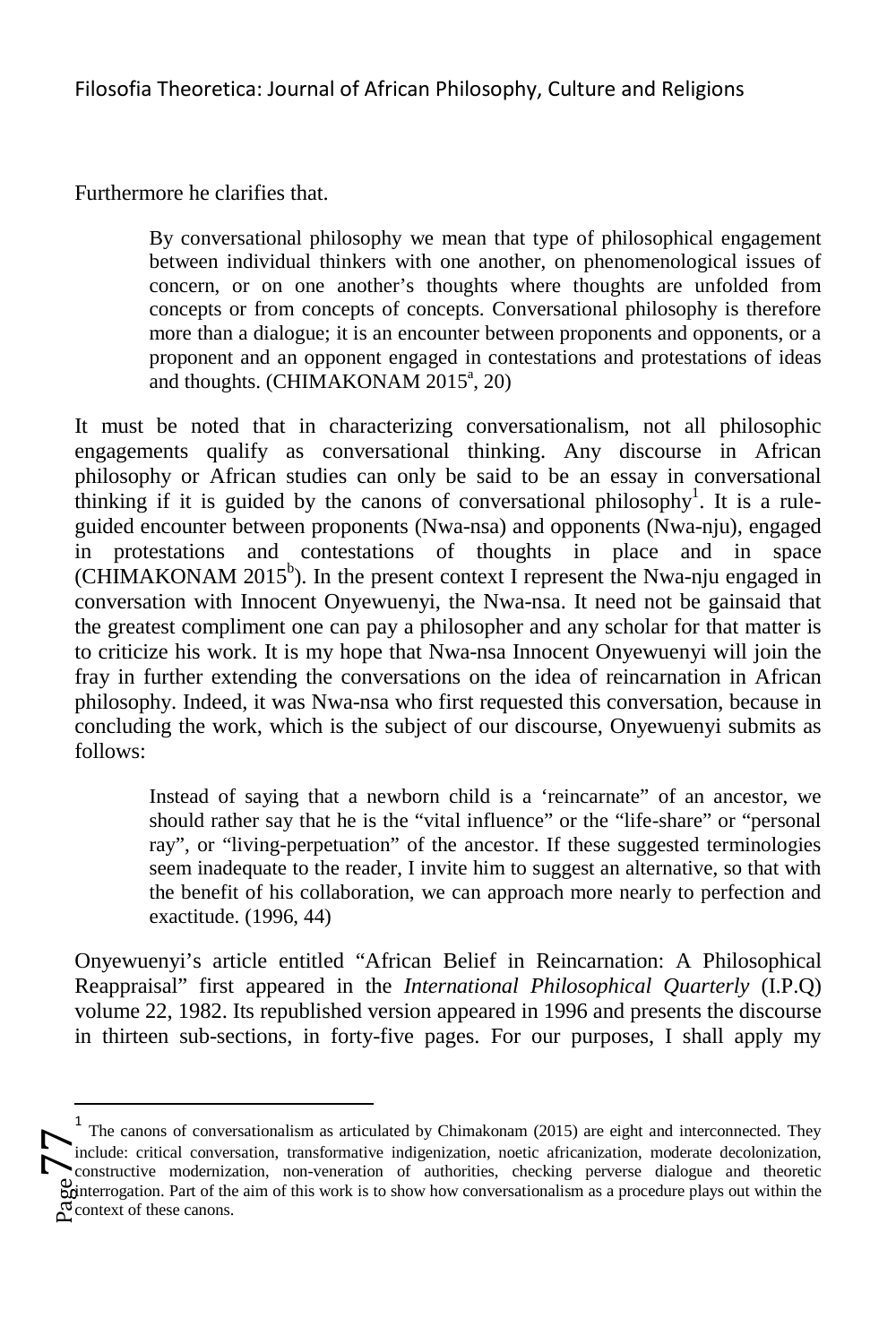Furthermore he clarifies that.

> By conversational philosophy we mean that type of philosophical engagement between individual thinkers with one another, on phenomenological issues of concern, or on one another's thoughts where thoughts are unfolded from concepts or from concepts of concepts. Conversational philosophy is therefore more than a dialogue; it is an encounter between proponents and opponents, or a proponent and an opponent engaged in contestations and protestations of ideas and thoughts. (CHIMAKONAM 2015[a], 20)

It must be noted that in characterizing conversationalism, not all philosophic engagements qualify as conversational thinking. Any discourse in African philosophy or African studies can only be said to be an essay in conversational thinking if it is guided by the canons of conversational philosophy[1]. It is a rule-guided encounter between proponents (Nwa-nsa) and opponents (Nwa-nju), engaged in protestations and contestations of thoughts in place and in space (CHIMAKONAM 2015[b]). In the present context I represent the Nwa-nju engaged in conversation with Innocent Onyewuenyi, the Nwa-nsa. It need not be gainsaid that the greatest compliment one can pay a philosopher and any scholar for that matter is to criticize his work. It is my hope that Nwa-nsa Innocent Onyewuenyi will join the fray in further extending the conversations on the idea of reincarnation in African philosophy. Indeed, it was Nwa-nsa who first requested this conversation, because in concluding the work, which is the subject of our discourse, Onyewuenyi submits as follows:

> Instead of saying that a newborn child is a 'reincarnate" of an ancestor, we should rather say that he is the "vital influence" or the "life-share" or "personal ray", or "living-perpetuation" of the ancestor. If these suggested terminologies seem inadequate to the reader, I invite him to suggest an alternative, so that with the benefit of his collaboration, we can approach more nearly to perfection and exactitude. (1996, 44)

Onyewuenyi's article entitled "African Belief in Reincarnation: A Philosophical Reappraisal" first appeared in the *International Philosophical Quarterly* (I.P.Q) volume 22, 1982. Its republished version appeared in 1996 and presents the discourse in thirteen sub-sections, in forty-five pages. For our purposes, I shall apply my

---

[1] The canons of conversationalism as articulated by Chimakonam (2015) are eight and interconnected. They include: critical conversation, transformative indigenization, noetic africanization, moderate decolonization, constructive modernization, non-veneration of authorities, checking perverse dialogue and theoretic interrogation. Part of the aim of this work is to show how conversationalism as a procedure plays out within the context of these canons.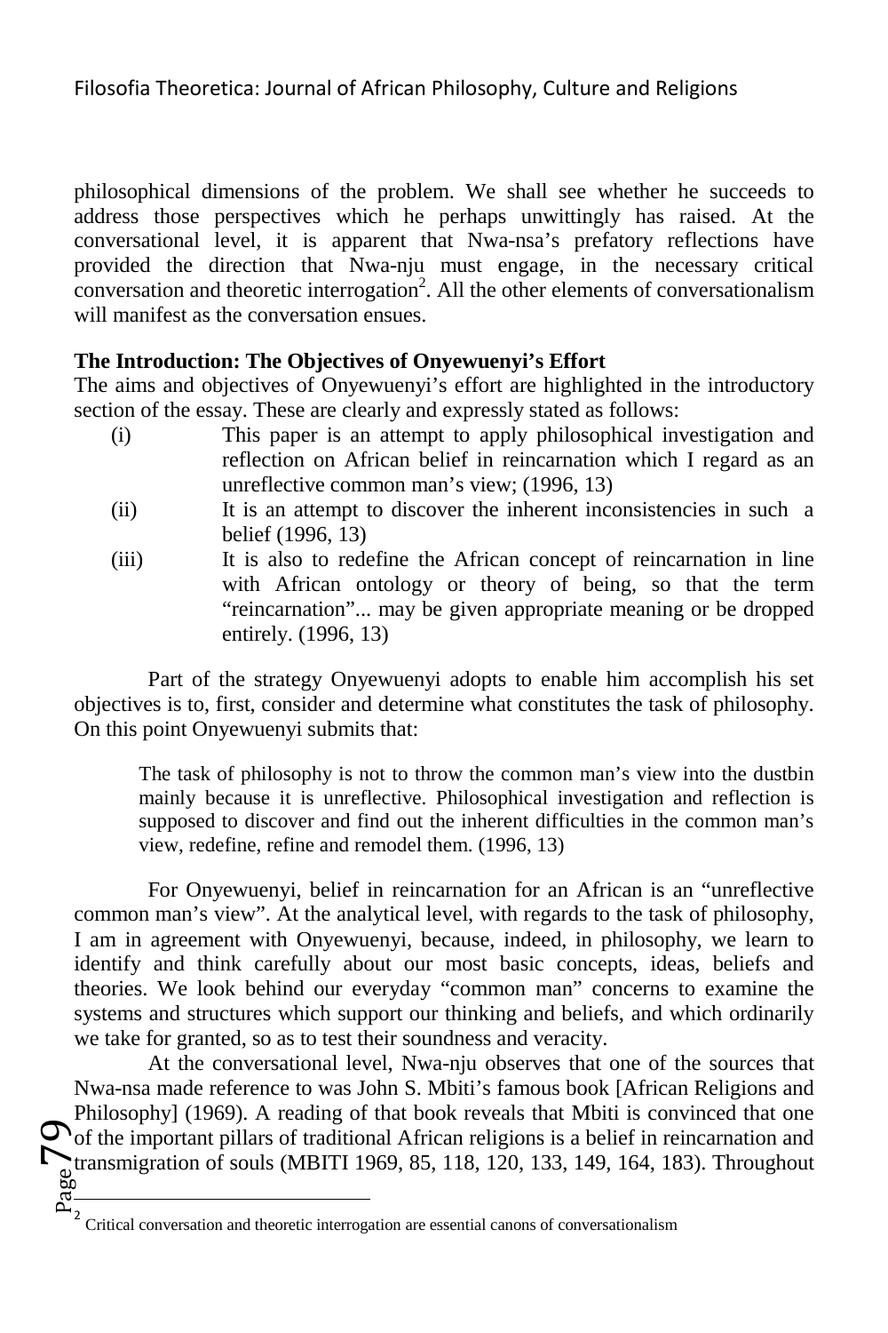philosophical dimensions of the problem. We shall see whether he succeeds to address those perspectives which he perhaps unwittingly has raised. At the conversational level, it is apparent that Nwa-nsa's prefatory reflections have provided the direction that Nwa-nju must engage, in the necessary critical conversation and theoretic interrogation[2]. All the other elements of conversationalism will manifest as the conversation ensues.

**The Introduction: The Objectives of Onyewuenyi's Effort**

The aims and objectives of Onyewuenyi's effort are highlighted in the introductory section of the essay. These are clearly and expressly stated as follows:

(i) This paper is an attempt to apply philosophical investigation and reflection on African belief in reincarnation which I regard as an unreflective common man's view; (1996, 13)

(ii) It is an attempt to discover the inherent inconsistencies in such a belief (1996, 13)

(iii) It is also to redefine the African concept of reincarnation in line with African ontology or theory of being, so that the term "reincarnation"... may be given appropriate meaning or be dropped entirely. (1996, 13)

Part of the strategy Onyewuenyi adopts to enable him accomplish his set objectives is to, first, consider and determine what constitutes the task of philosophy. On this point Onyewuenyi submits that:

> The task of philosophy is not to throw the common man's view into the dustbin mainly because it is unreflective. Philosophical investigation and reflection is supposed to discover and find out the inherent difficulties in the common man's view, redefine, refine and remodel them. (1996, 13)

For Onyewuenyi, belief in reincarnation for an African is an "unreflective common man's view". At the analytical level, with regards to the task of philosophy, I am in agreement with Onyewuenyi, because, indeed, in philosophy, we learn to identify and think carefully about our most basic concepts, ideas, beliefs and theories. We look behind our everyday "common man" concerns to examine the systems and structures which support our thinking and beliefs, and which ordinarily we take for granted, so as to test their soundness and veracity.

At the conversational level, Nwa-nju observes that one of the sources that Nwa-nsa made reference to was John S. Mbiti's famous book [African Religions and Philosophy] (1969). A reading of that book reveals that Mbiti is convinced that one of the important pillars of traditional African religions is a belief in reincarnation and transmigration of souls (MBITI 1969, 85, 118, 120, 133, 149, 164, 183). Throughout

[2] Critical conversation and theoretic interrogation are essential canons of conversationalism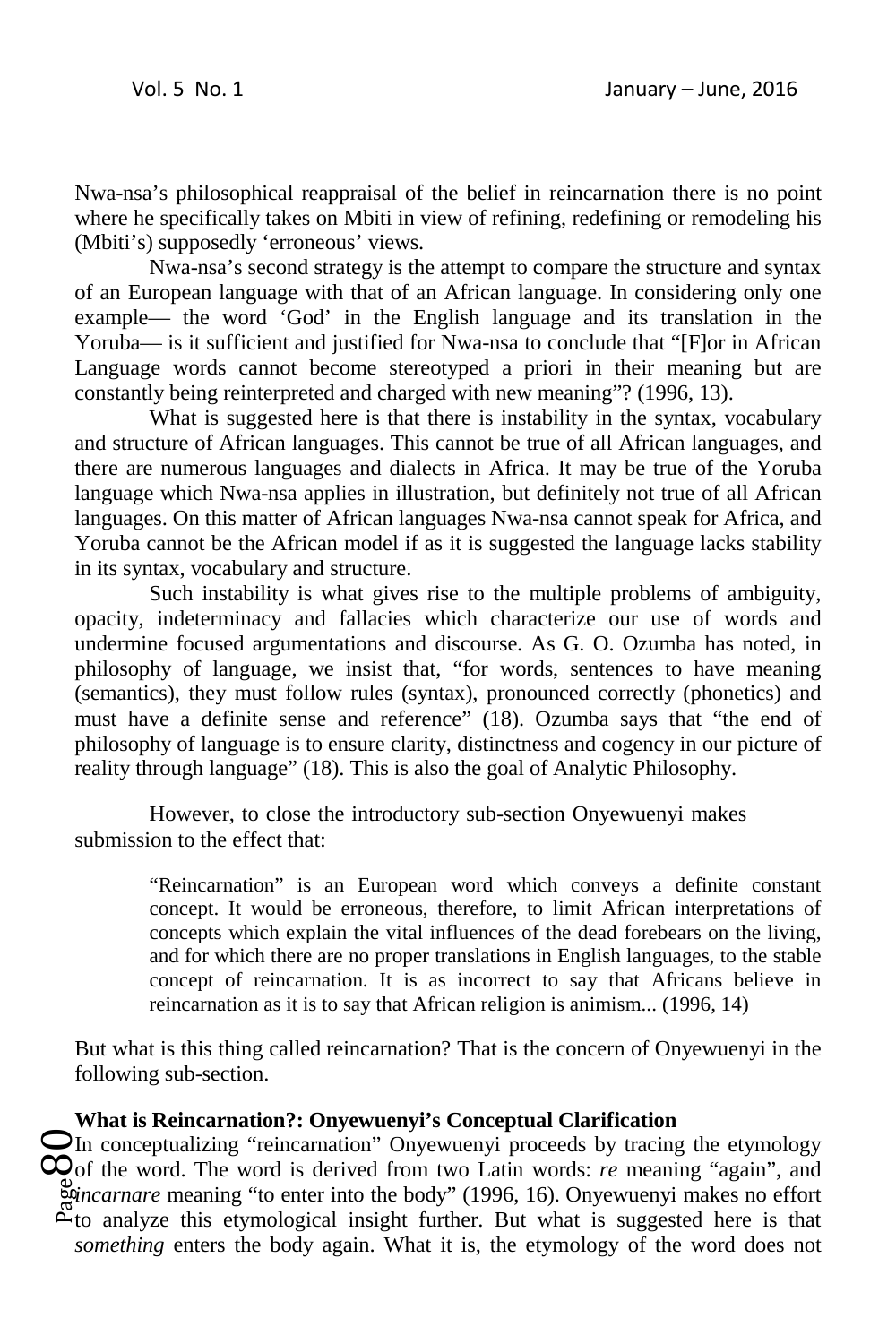Nwa-nsa's philosophical reappraisal of the belief in reincarnation there is no point where he specifically takes on Mbiti in view of refining, redefining or remodeling his (Mbiti's) supposedly 'erroneous' views.

Nwa-nsa's second strategy is the attempt to compare the structure and syntax of an European language with that of an African language. In considering only one example— the word 'God' in the English language and its translation in the Yoruba— is it sufficient and justified for Nwa-nsa to conclude that "[F]or in African Language words cannot become stereotyped a priori in their meaning but are constantly being reinterpreted and charged with new meaning"? (1996, 13).

What is suggested here is that there is instability in the syntax, vocabulary and structure of African languages. This cannot be true of all African languages, and there are numerous languages and dialects in Africa. It may be true of the Yoruba language which Nwa-nsa applies in illustration, but definitely not true of all African languages. On this matter of African languages Nwa-nsa cannot speak for Africa, and Yoruba cannot be the African model if as it is suggested the language lacks stability in its syntax, vocabulary and structure.

Such instability is what gives rise to the multiple problems of ambiguity, opacity, indeterminacy and fallacies which characterize our use of words and undermine focused argumentations and discourse. As G. O. Ozumba has noted, in philosophy of language, we insist that, "for words, sentences to have meaning (semantics), they must follow rules (syntax), pronounced correctly (phonetics) and must have a definite sense and reference" (18). Ozumba says that "the end of philosophy of language is to ensure clarity, distinctness and cogency in our picture of reality through language" (18). This is also the goal of Analytic Philosophy.

However, to close the introductory sub-section Onyewuenyi makes submission to the effect that:

> "Reincarnation" is an European word which conveys a definite constant concept. It would be erroneous, therefore, to limit African interpretations of concepts which explain the vital influences of the dead forebears on the living, and for which there are no proper translations in English languages, to the stable concept of reincarnation. It is as incorrect to say that Africans believe in reincarnation as it is to say that African religion is animism... (1996, 14)

But what is this thing called reincarnation? That is the concern of Onyewuenyi in the following sub-section.

**What is Reincarnation?: Onyewuenyi's Conceptual Clarification**

In conceptualizing "reincarnation" Onyewuenyi proceeds by tracing the etymology of the word. The word is derived from two Latin words: *re* meaning "again", and *incarnare* meaning "to enter into the body" (1996, 16). Onyewuenyi makes no effort to analyze this etymological insight further. But what is suggested here is that *something* enters the body again. What it is, the etymology of the word does not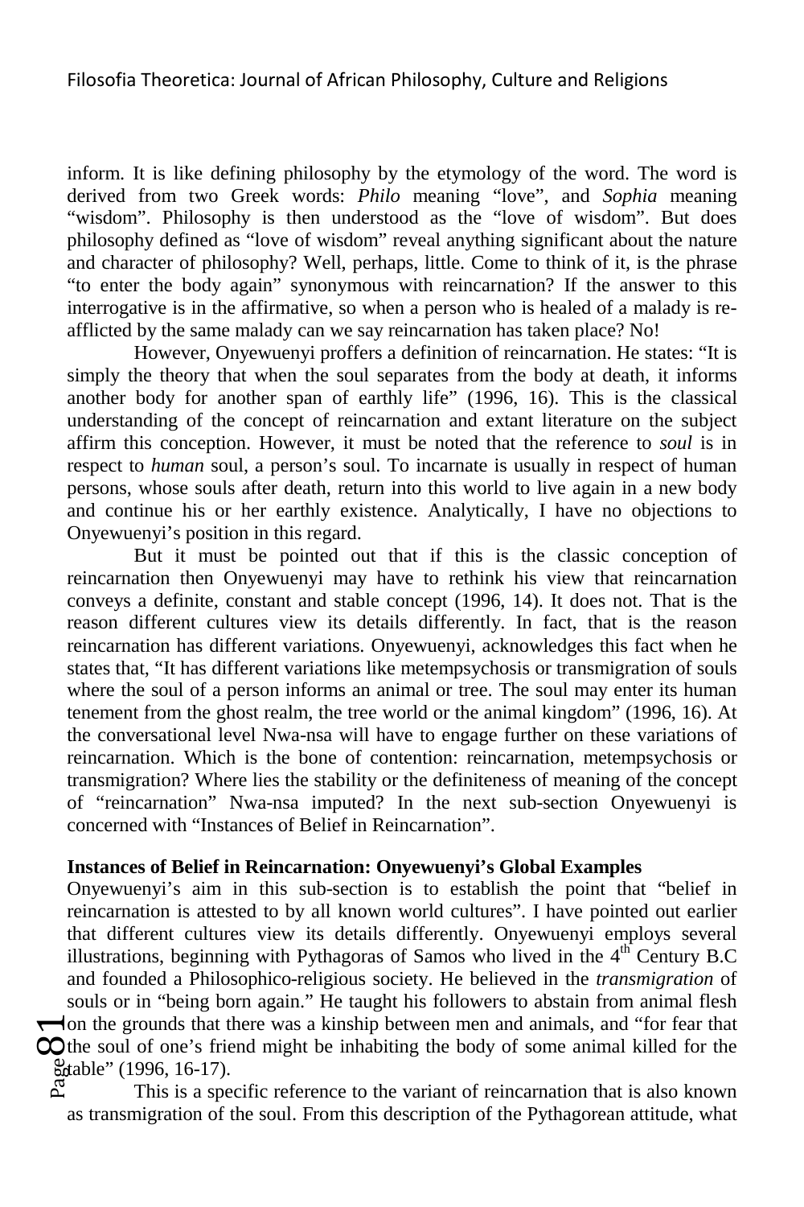inform. It is like defining philosophy by the etymology of the word. The word is derived from two Greek words: *Philo* meaning "love", and *Sophia* meaning "wisdom". Philosophy is then understood as the "love of wisdom". But does philosophy defined as "love of wisdom" reveal anything significant about the nature and character of philosophy? Well, perhaps, little. Come to think of it, is the phrase "to enter the body again" synonymous with reincarnation? If the answer to this interrogative is in the affirmative, so when a person who is healed of a malady is re-afflicted by the same malady can we say reincarnation has taken place? No!

However, Onyewuenyi proffers a definition of reincarnation. He states: "It is simply the theory that when the soul separates from the body at death, it informs another body for another span of earthly life" (1996, 16). This is the classical understanding of the concept of reincarnation and extant literature on the subject affirm this conception. However, it must be noted that the reference to *soul* is in respect to *human* soul, a person's soul. To incarnate is usually in respect of human persons, whose souls after death, return into this world to live again in a new body and continue his or her earthly existence. Analytically, I have no objections to Onyewuenyi's position in this regard.

But it must be pointed out that if this is the classic conception of reincarnation then Onyewuenyi may have to rethink his view that reincarnation conveys a definite, constant and stable concept (1996, 14). It does not. That is the reason different cultures view its details differently. In fact, that is the reason reincarnation has different variations. Onyewuenyi, acknowledges this fact when he states that, "It has different variations like metempsychosis or transmigration of souls where the soul of a person informs an animal or tree. The soul may enter its human tenement from the ghost realm, the tree world or the animal kingdom" (1996, 16). At the conversational level Nwa-nsa will have to engage further on these variations of reincarnation. Which is the bone of contention: reincarnation, metempsychosis or transmigration? Where lies the stability or the definiteness of meaning of the concept of "reincarnation" Nwa-nsa imputed? In the next sub-section Onyewuenyi is concerned with "Instances of Belief in Reincarnation".

**Instances of Belief in Reincarnation: Onyewuenyi's Global Examples**

Onyewuenyi's aim in this sub-section is to establish the point that "belief in reincarnation is attested to by all known world cultures". I have pointed out earlier that different cultures view its details differently. Onyewuenyi employs several illustrations, beginning with Pythagoras of Samos who lived in the 4th Century B.C and founded a Philosophico-religious society. He believed in the *transmigration* of souls or in "being born again." He taught his followers to abstain from animal flesh on the grounds that there was a kinship between men and animals, and "for fear that the soul of one's friend might be inhabiting the body of some animal killed for the table" (1996, 16-17).

This is a specific reference to the variant of reincarnation that is also known as transmigration of the soul. From this description of the Pythagorean attitude, what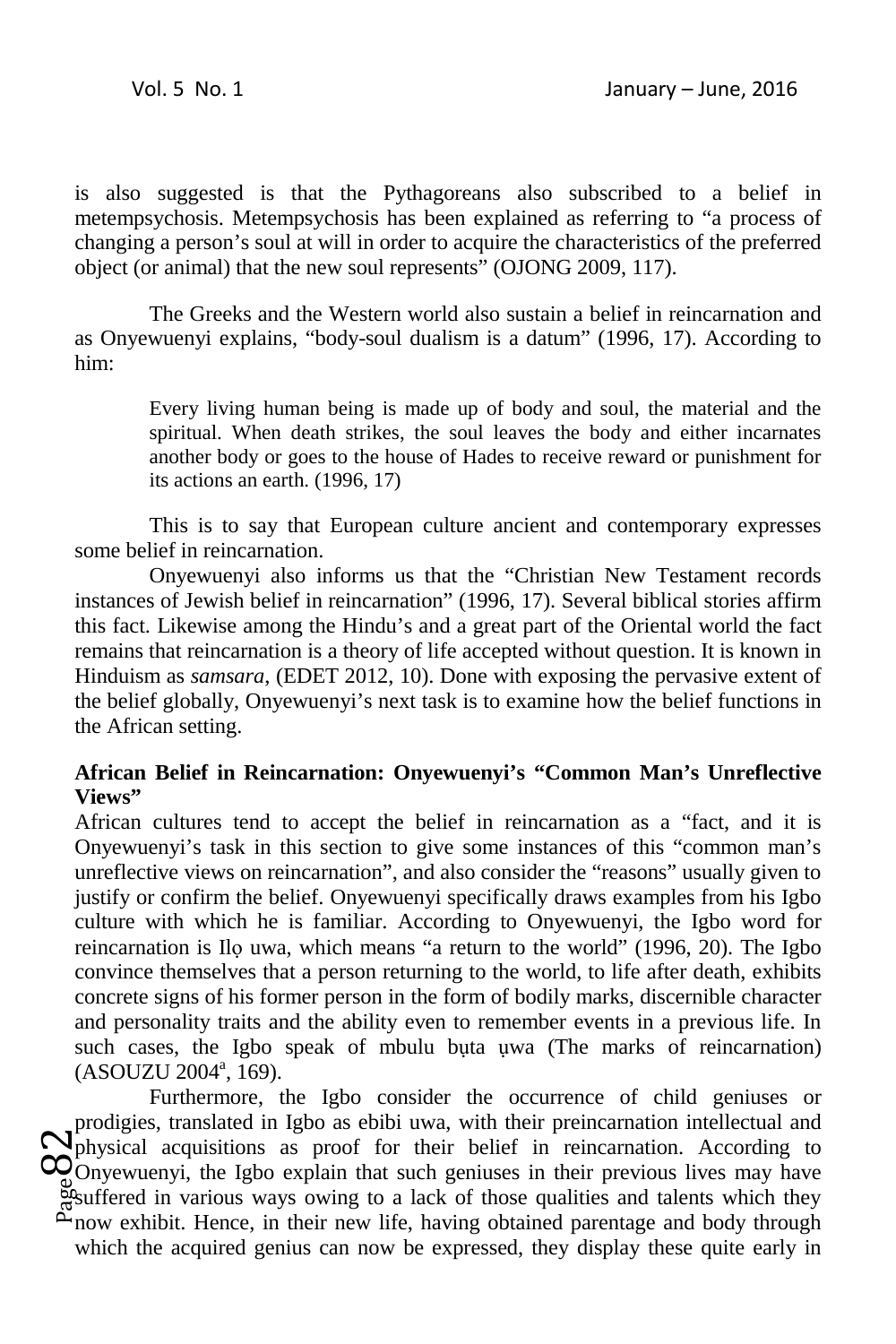is also suggested is that the Pythagoreans also subscribed to a belief in metempsychosis. Metempsychosis has been explained as referring to "a process of changing a person's soul at will in order to acquire the characteristics of the preferred object (or animal) that the new soul represents" (OJONG 2009, 117).

The Greeks and the Western world also sustain a belief in reincarnation and as Onyewuenyi explains, "body-soul dualism is a datum" (1996, 17). According to him:

> Every living human being is made up of body and soul, the material and the spiritual. When death strikes, the soul leaves the body and either incarnates another body or goes to the house of Hades to receive reward or punishment for its actions an earth. (1996, 17)

This is to say that European culture ancient and contemporary expresses some belief in reincarnation.

Onyewuenyi also informs us that the "Christian New Testament records instances of Jewish belief in reincarnation" (1996, 17). Several biblical stories affirm this fact. Likewise among the Hindu's and a great part of the Oriental world the fact remains that reincarnation is a theory of life accepted without question. It is known in Hinduism as *samsara*, (EDET 2012, 10). Done with exposing the pervasive extent of the belief globally, Onyewuenyi's next task is to examine how the belief functions in the African setting.

**African Belief in Reincarnation: Onyewuenyi's "Common Man's Unreflective Views"**

African cultures tend to accept the belief in reincarnation as a "fact, and it is Onyewuenyi's task in this section to give some instances of this "common man's unreflective views on reincarnation", and also consider the "reasons" usually given to justify or confirm the belief. Onyewuenyi specifically draws examples from his Igbo culture with which he is familiar. According to Onyewuenyi, the Igbo word for reincarnation is Ilọ uwa, which means "a return to the world" (1996, 20). The Igbo convince themselves that a person returning to the world, to life after death, exhibits concrete signs of his former person in the form of bodily marks, discernible character and personality traits and the ability even to remember events in a previous life. In such cases, the Igbo speak of mbulu bụta ụwa (The marks of reincarnation) (ASOUZU 2004[a], 169).

Furthermore, the Igbo consider the occurrence of child geniuses or prodigies, translated in Igbo as ebibi uwa, with their preincarnation intellectual and physical acquisitions as proof for their belief in reincarnation. According to Onyewuenyi, the Igbo explain that such geniuses in their previous lives may have suffered in various ways owing to a lack of those qualities and talents which they now exhibit. Hence, in their new life, having obtained parentage and body through which the acquired genius can now be expressed, they display these quite early in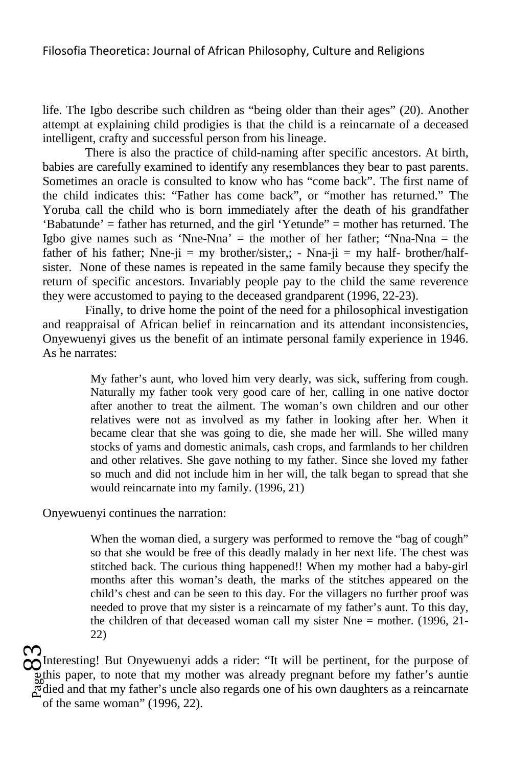life. The Igbo describe such children as "being older than their ages" (20). Another attempt at explaining child prodigies is that the child is a reincarnate of a deceased intelligent, crafty and successful person from his lineage.

There is also the practice of child-naming after specific ancestors. At birth, babies are carefully examined to identify any resemblances they bear to past parents. Sometimes an oracle is consulted to know who has "come back". The first name of the child indicates this: "Father has come back", or "mother has returned." The Yoruba call the child who is born immediately after the death of his grandfather 'Babatunde' = father has returned, and the girl 'Yetunde" = mother has returned. The Igbo give names such as 'Nne-Nna' = the mother of her father; "Nna-Nna = the father of his father; Nne-ji = my brother/sister,; - Nna-ji = my half- brother/half-sister. None of these names is repeated in the same family because they specify the return of specific ancestors. Invariably people pay to the child the same reverence they were accustomed to paying to the deceased grandparent (1996, 22-23).

Finally, to drive home the point of the need for a philosophical investigation and reappraisal of African belief in reincarnation and its attendant inconsistencies, Onyewuenyi gives us the benefit of an intimate personal family experience in 1946. As he narrates:

> My father's aunt, who loved him very dearly, was sick, suffering from cough. Naturally my father took very good care of her, calling in one native doctor after another to treat the ailment. The woman's own children and our other relatives were not as involved as my father in looking after her. When it became clear that she was going to die, she made her will. She willed many stocks of yams and domestic animals, cash crops, and farmlands to her children and other relatives. She gave nothing to my father. Since she loved my father so much and did not include him in her will, the talk began to spread that she would reincarnate into my family. (1996, 21)

Onyewuenyi continues the narration:

> When the woman died, a surgery was performed to remove the "bag of cough" so that she would be free of this deadly malady in her next life. The chest was stitched back. The curious thing happened!! When my mother had a baby-girl months after this woman's death, the marks of the stitches appeared on the child's chest and can be seen to this day. For the villagers no further proof was needed to prove that my sister is a reincarnate of my father's aunt. To this day, the children of that deceased woman call my sister Nne = mother. (1996, 21-22)

Interesting! But Onyewuenyi adds a rider: "It will be pertinent, for the purpose of this paper, to note that my mother was already pregnant before my father's auntie died and that my father's uncle also regards one of his own daughters as a reincarnate of the same woman" (1996, 22).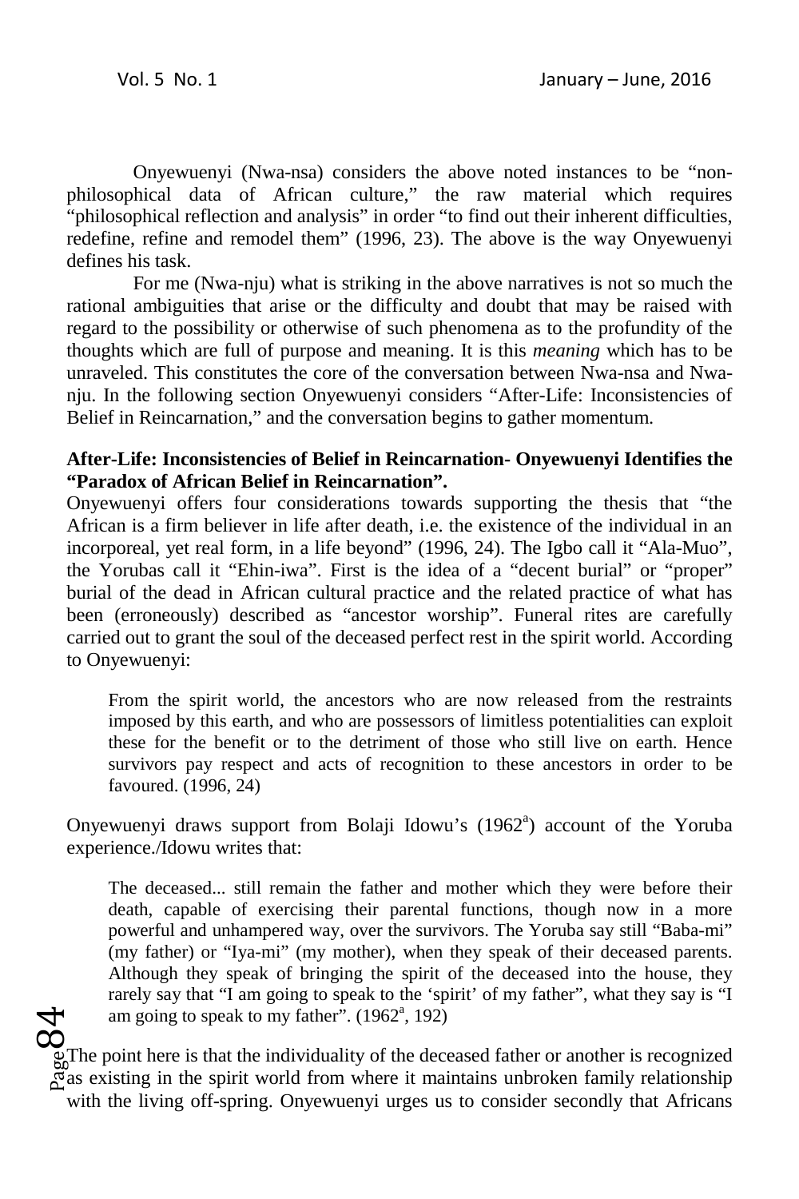Onyewuenyi (Nwa-nsa) considers the above noted instances to be "non-philosophical data of African culture," the raw material which requires "philosophical reflection and analysis" in order "to find out their inherent difficulties, redefine, refine and remodel them" (1996, 23). The above is the way Onyewuenyi defines his task.

For me (Nwa-nju) what is striking in the above narratives is not so much the rational ambiguities that arise or the difficulty and doubt that may be raised with regard to the possibility or otherwise of such phenomena as to the profundity of the thoughts which are full of purpose and meaning. It is this *meaning* which has to be unraveled. This constitutes the core of the conversation between Nwa-nsa and Nwa-nju. In the following section Onyewuenyi considers "After-Life: Inconsistencies of Belief in Reincarnation," and the conversation begins to gather momentum.

**After-Life: Inconsistencies of Belief in Reincarnation- Onyewuenyi Identifies the "Paradox of African Belief in Reincarnation".**

Onyewuenyi offers four considerations towards supporting the thesis that "the African is a firm believer in life after death, i.e. the existence of the individual in an incorporeal, yet real form, in a life beyond" (1996, 24). The Igbo call it "Ala-Muo", the Yorubas call it "Ehin-iwa". First is the idea of a "decent burial" or "proper" burial of the dead in African cultural practice and the related practice of what has been (erroneously) described as "ancestor worship". Funeral rites are carefully carried out to grant the soul of the deceased perfect rest in the spirit world. According to Onyewuenyi:

> From the spirit world, the ancestors who are now released from the restraints imposed by this earth, and who are possessors of limitless potentialities can exploit these for the benefit or to the detriment of those who still live on earth. Hence survivors pay respect and acts of recognition to these ancestors in order to be favoured. (1996, 24)

Onyewuenyi draws support from Bolaji Idowu's (1962[a]) account of the Yoruba experience./Idowu writes that:

> The deceased... still remain the father and mother which they were before their death, capable of exercising their parental functions, though now in a more powerful and unhampered way, over the survivors. The Yoruba say still "Baba-mi" (my father) or "Iya-mi" (my mother), when they speak of their deceased parents. Although they speak of bringing the spirit of the deceased into the house, they rarely say that "I am going to speak to the 'spirit' of my father", what they say is "I am going to speak to my father". (1962[a], 192)

The point here is that the individuality of the deceased father or another is recognized as existing in the spirit world from where it maintains unbroken family relationship with the living off-spring. Onyewuenyi urges us to consider secondly that Africans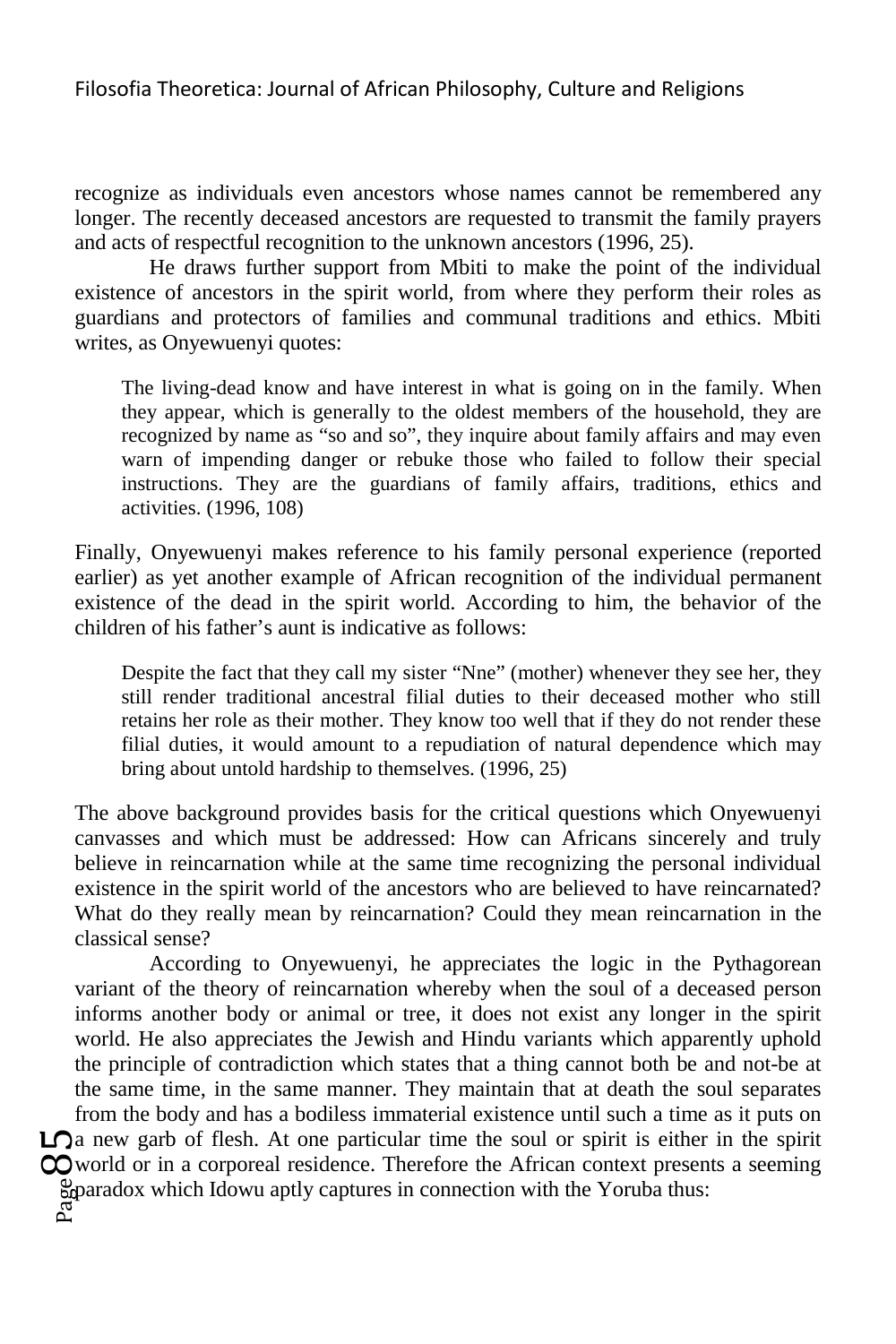recognize as individuals even ancestors whose names cannot be remembered any longer. The recently deceased ancestors are requested to transmit the family prayers and acts of respectful recognition to the unknown ancestors (1996, 25).

He draws further support from Mbiti to make the point of the individual existence of ancestors in the spirit world, from where they perform their roles as guardians and protectors of families and communal traditions and ethics. Mbiti writes, as Onyewuenyi quotes:

> The living-dead know and have interest in what is going on in the family. When they appear, which is generally to the oldest members of the household, they are recognized by name as "so and so", they inquire about family affairs and may even warn of impending danger or rebuke those who failed to follow their special instructions. They are the guardians of family affairs, traditions, ethics and activities. (1996, 108)

Finally, Onyewuenyi makes reference to his family personal experience (reported earlier) as yet another example of African recognition of the individual permanent existence of the dead in the spirit world. According to him, the behavior of the children of his father's aunt is indicative as follows:

> Despite the fact that they call my sister "Nne" (mother) whenever they see her, they still render traditional ancestral filial duties to their deceased mother who still retains her role as their mother. They know too well that if they do not render these filial duties, it would amount to a repudiation of natural dependence which may bring about untold hardship to themselves. (1996, 25)

The above background provides basis for the critical questions which Onyewuenyi canvasses and which must be addressed: How can Africans sincerely and truly believe in reincarnation while at the same time recognizing the personal individual existence in the spirit world of the ancestors who are believed to have reincarnated? What do they really mean by reincarnation? Could they mean reincarnation in the classical sense?

According to Onyewuenyi, he appreciates the logic in the Pythagorean variant of the theory of reincarnation whereby when the soul of a deceased person informs another body or animal or tree, it does not exist any longer in the spirit world. He also appreciates the Jewish and Hindu variants which apparently uphold the principle of contradiction which states that a thing cannot both be and not-be at the same time, in the same manner. They maintain that at death the soul separates from the body and has a bodiless immaterial existence until such a time as it puts on a new garb of flesh. At one particular time the soul or spirit is either in the spirit world or in a corporeal residence. Therefore the African context presents a seeming paradox which Idowu aptly captures in connection with the Yoruba thus: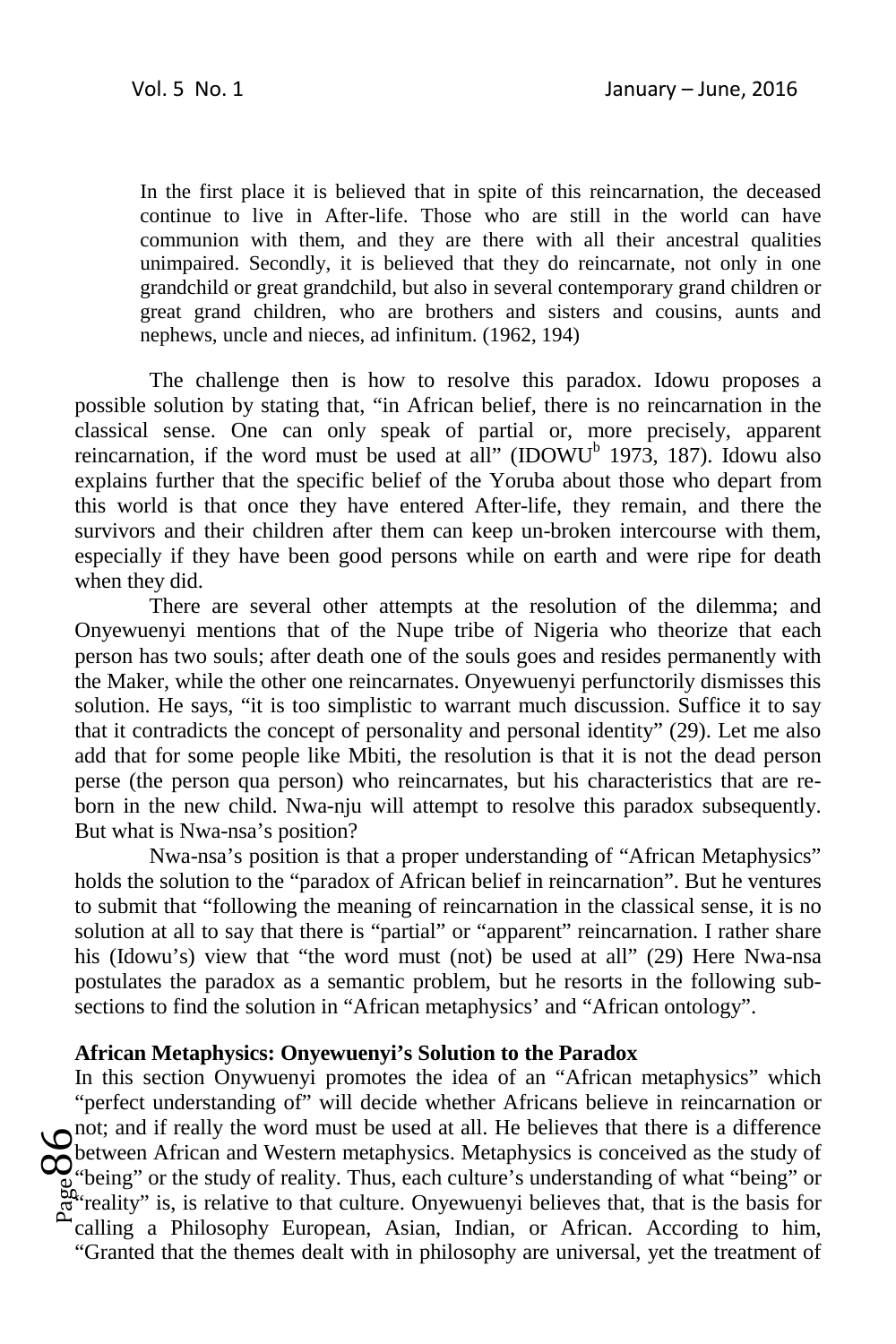> In the first place it is believed that in spite of this reincarnation, the deceased continue to live in After-life. Those who are still in the world can have communion with them, and they are there with all their ancestral qualities unimpaired. Secondly, it is believed that they do reincarnate, not only in one grandchild or great grandchild, but also in several contemporary grand children or great grand children, who are brothers and sisters and cousins, aunts and nephews, uncle and nieces, ad infinitum. (1962, 194)

The challenge then is how to resolve this paradox. Idowu proposes a possible solution by stating that, "in African belief, there is no reincarnation in the classical sense. One can only speak of partial or, more precisely, apparent reincarnation, if the word must be used at all" (IDOWU[b] 1973, 187). Idowu also explains further that the specific belief of the Yoruba about those who depart from this world is that once they have entered After-life, they remain, and there the survivors and their children after them can keep un-broken intercourse with them, especially if they have been good persons while on earth and were ripe for death when they did.

There are several other attempts at the resolution of the dilemma; and Onyewuenyi mentions that of the Nupe tribe of Nigeria who theorize that each person has two souls; after death one of the souls goes and resides permanently with the Maker, while the other one reincarnates. Onyewuenyi perfunctorily dismisses this solution. He says, "it is too simplistic to warrant much discussion. Suffice it to say that it contradicts the concept of personality and personal identity" (29). Let me also add that for some people like Mbiti, the resolution is that it is not the dead person perse (the person qua person) who reincarnates, but his characteristics that are re-born in the new child. Nwa-nju will attempt to resolve this paradox subsequently. But what is Nwa-nsa's position?

Nwa-nsa's position is that a proper understanding of "African Metaphysics" holds the solution to the "paradox of African belief in reincarnation". But he ventures to submit that "following the meaning of reincarnation in the classical sense, it is no solution at all to say that there is "partial" or "apparent" reincarnation. I rather share his (Idowu's) view that "the word must (not) be used at all" (29) Here Nwa-nsa postulates the paradox as a semantic problem, but he resorts in the following sub-sections to find the solution in "African metaphysics' and "African ontology".

**African Metaphysics: Onyewuenyi's Solution to the Paradox**

In this section Onywuenyi promotes the idea of an "African metaphysics" which "perfect understanding of" will decide whether Africans believe in reincarnation or not; and if really the word must be used at all. He believes that there is a difference between African and Western metaphysics. Metaphysics is conceived as the study of "being" or the study of reality. Thus, each culture's understanding of what "being" or "reality" is, is relative to that culture. Onyewuenyi believes that, that is the basis for calling a Philosophy European, Asian, Indian, or African. According to him, "Granted that the themes dealt with in philosophy are universal, yet the treatment of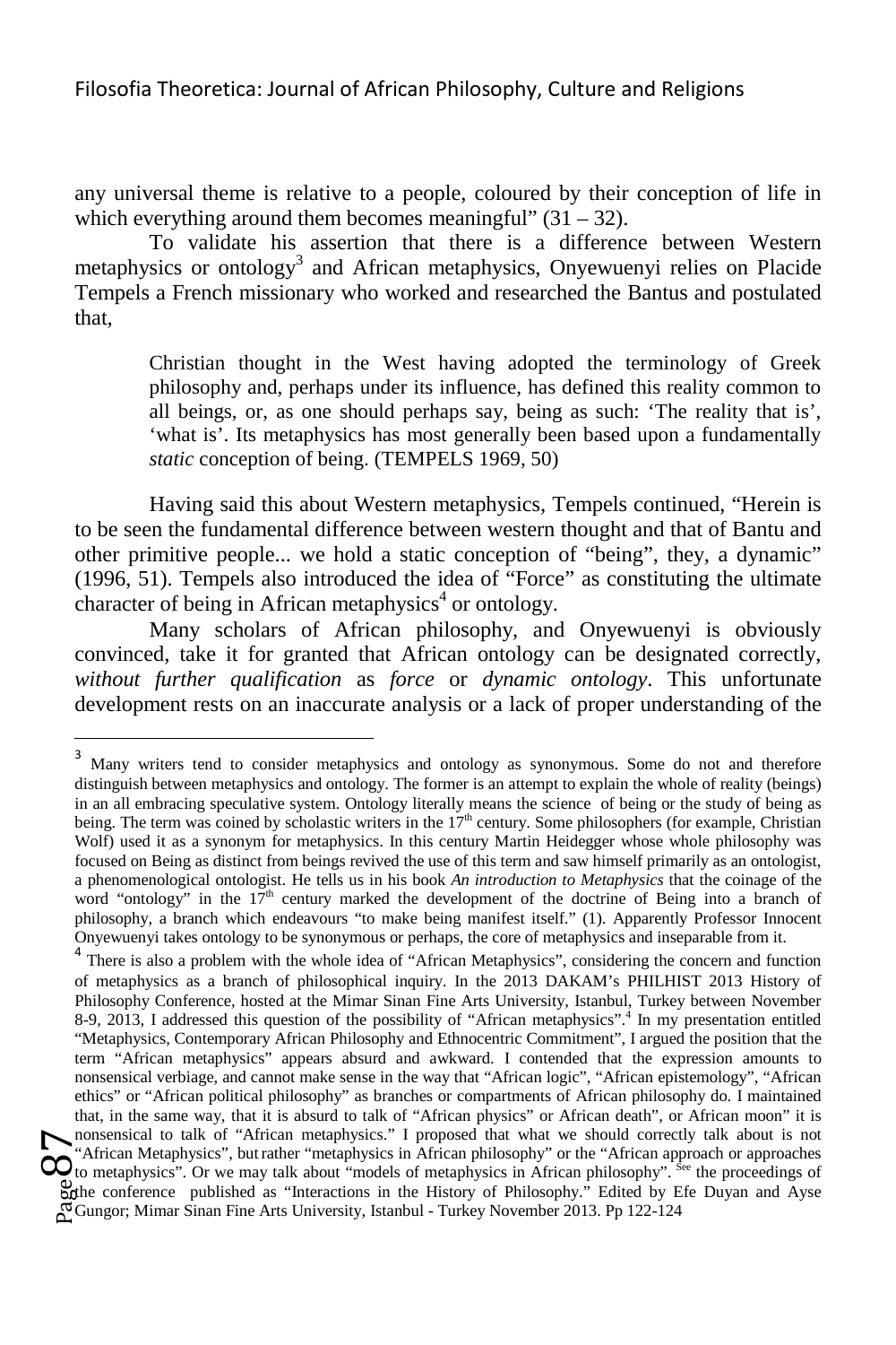any universal theme is relative to a people, coloured by their conception of life in which everything around them becomes meaningful" (31 – 32).

To validate his assertion that there is a difference between Western metaphysics or ontology[3] and African metaphysics, Onyewuenyi relies on Placide Tempels a French missionary who worked and researched the Bantus and postulated that,

> Christian thought in the West having adopted the terminology of Greek philosophy and, perhaps under its influence, has defined this reality common to all beings, or, as one should perhaps say, being as such: 'The reality that is', 'what is'. Its metaphysics has most generally been based upon a fundamentally *static* conception of being. (TEMPELS 1969, 50)

Having said this about Western metaphysics, Tempels continued, "Herein is to be seen the fundamental difference between western thought and that of Bantu and other primitive people... we hold a static conception of "being", they, a dynamic" (1996, 51). Tempels also introduced the idea of "Force" as constituting the ultimate character of being in African metaphysics[4] or ontology.

Many scholars of African philosophy, and Onyewuenyi is obviously convinced, take it for granted that African ontology can be designated correctly, *without further qualification* as *force* or *dynamic ontology*. This unfortunate development rests on an inaccurate analysis or a lack of proper understanding of the

---

[3] Many writers tend to consider metaphysics and ontology as synonymous. Some do not and therefore distinguish between metaphysics and ontology. The former is an attempt to explain the whole of reality (beings) in an all embracing speculative system. Ontology literally means the science of being or the study of being as being. The term was coined by scholastic writers in the 17th century. Some philosophers (for example, Christian Wolf) used it as a synonym for metaphysics. In this century Martin Heidegger whose whole philosophy was focused on Being as distinct from beings revived the use of this term and saw himself primarily as an ontologist, a phenomenological ontologist. He tells us in his book *An introduction to Metaphysics* that the coinage of the word "ontology" in the 17th century marked the development of the doctrine of Being into a branch of philosophy, a branch which endeavours "to make being manifest itself." (1). Apparently Professor Innocent Onyewuenyi takes ontology to be synonymous or perhaps, the core of metaphysics and inseparable from it.

[4] There is also a problem with the whole idea of "African Metaphysics", considering the concern and function of metaphysics as a branch of philosophical inquiry. In the 2013 DAKAM's PHILHIST 2013 History of Philosophy Conference, hosted at the Mimar Sinan Fine Arts University, Istanbul, Turkey between November 8-9, 2013, I addressed this question of the possibility of "African metaphysics".[4] In my presentation entitled "Metaphysics, Contemporary African Philosophy and Ethnocentric Commitment", I argued the position that the term "African metaphysics" appears absurd and awkward. I contended that the expression amounts to nonsensical verbiage, and cannot make sense in the way that "African logic", "African epistemology", "African ethics" or "African political philosophy" as branches or compartments of African philosophy do. I maintained that, in the same way, that it is absurd to talk of "African physics" or African death", or African moon" it is nonsensical to talk of "African metaphysics." I proposed that what we should correctly talk about is not "African Metaphysics", but rather "metaphysics in African philosophy" or the "African approach or approaches to metaphysics". Or we may talk about "models of metaphysics in African philosophy". See the proceedings of the conference published as "Interactions in the History of Philosophy." Edited by Efe Duyan and Ayse Gungor; Mimar Sinan Fine Arts University, Istanbul - Turkey November 2013. Pp 122-124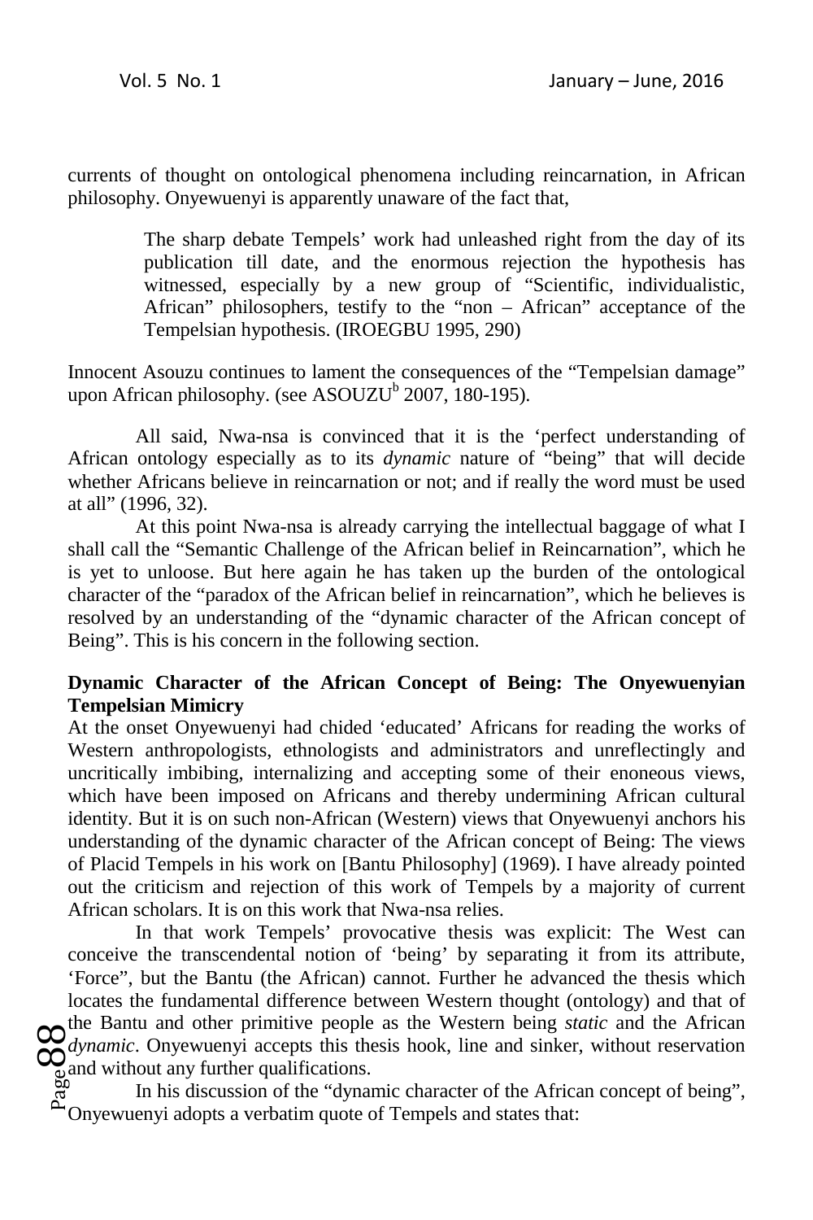currents of thought on ontological phenomena including reincarnation, in African philosophy. Onyewuenyi is apparently unaware of the fact that,

> The sharp debate Tempels' work had unleashed right from the day of its publication till date, and the enormous rejection the hypothesis has witnessed, especially by a new group of "Scientific, individualistic, African" philosophers, testify to the "non – African" acceptance of the Tempelsian hypothesis. (IROEGBU 1995, 290)

Innocent Asouzu continues to lament the consequences of the "Tempelsian damage" upon African philosophy. (see ASOUZU[b] 2007, 180-195).

All said, Nwa-nsa is convinced that it is the 'perfect understanding of African ontology especially as to its *dynamic* nature of "being" that will decide whether Africans believe in reincarnation or not; and if really the word must be used at all" (1996, 32).

At this point Nwa-nsa is already carrying the intellectual baggage of what I shall call the "Semantic Challenge of the African belief in Reincarnation", which he is yet to unloose. But here again he has taken up the burden of the ontological character of the "paradox of the African belief in reincarnation", which he believes is resolved by an understanding of the "dynamic character of the African concept of Being". This is his concern in the following section.

**Dynamic Character of the African Concept of Being: The Onyewuenyian Tempelsian Mimicry**

At the onset Onyewuenyi had chided 'educated' Africans for reading the works of Western anthropologists, ethnologists and administrators and unreflectingly and uncritically imbibing, internalizing and accepting some of their enoneous views, which have been imposed on Africans and thereby undermining African cultural identity. But it is on such non-African (Western) views that Onyewuenyi anchors his understanding of the dynamic character of the African concept of Being: The views of Placid Tempels in his work on [Bantu Philosophy] (1969). I have already pointed out the criticism and rejection of this work of Tempels by a majority of current African scholars. It is on this work that Nwa-nsa relies.

In that work Tempels' provocative thesis was explicit: The West can conceive the transcendental notion of 'being' by separating it from its attribute, 'Force", but the Bantu (the African) cannot. Further he advanced the thesis which locates the fundamental difference between Western thought (ontology) and that of the Bantu and other primitive people as the Western being *static* and the African *dynamic*. Onyewuenyi accepts this thesis hook, line and sinker, without reservation and without any further qualifications.

In his discussion of the "dynamic character of the African concept of being", Onyewuenyi adopts a verbatim quote of Tempels and states that: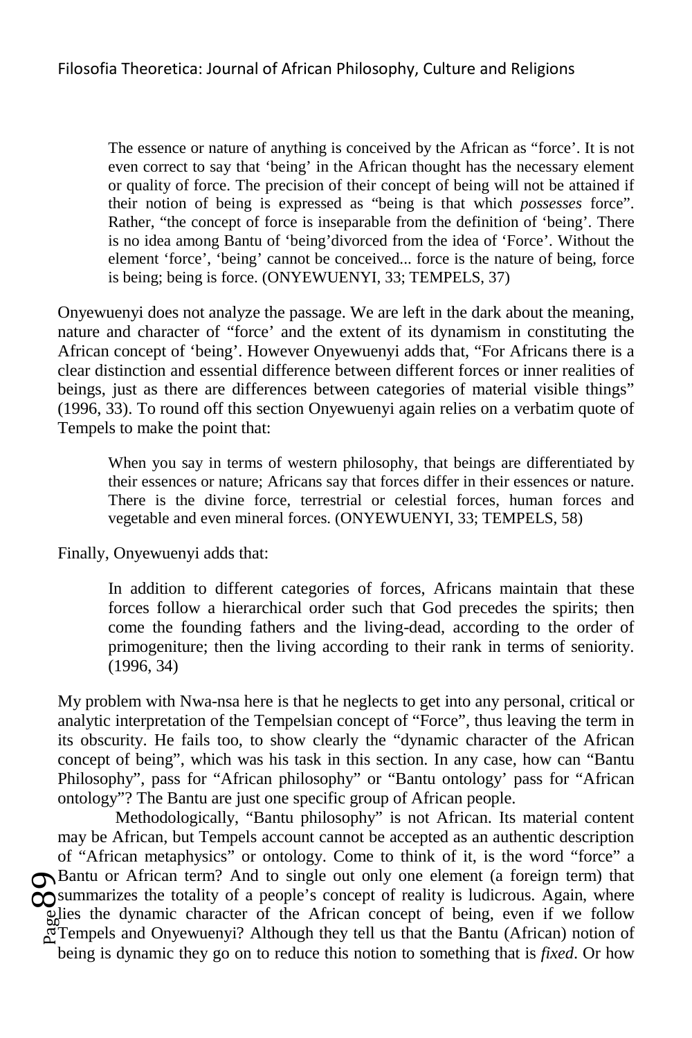> The essence or nature of anything is conceived by the African as "force'. It is not even correct to say that 'being' in the African thought has the necessary element or quality of force. The precision of their concept of being will not be attained if their notion of being is expressed as "being is that which *possesses* force". Rather, "the concept of force is inseparable from the definition of 'being'. There is no idea among Bantu of 'being'divorced from the idea of 'Force'. Without the element 'force', 'being' cannot be conceived... force is the nature of being, force is being; being is force. (ONYEWUENYI, 33; TEMPELS, 37)

Onyewuenyi does not analyze the passage. We are left in the dark about the meaning, nature and character of "force' and the extent of its dynamism in constituting the African concept of 'being'. However Onyewuenyi adds that, "For Africans there is a clear distinction and essential difference between different forces or inner realities of beings, just as there are differences between categories of material visible things" (1996, 33). To round off this section Onyewuenyi again relies on a verbatim quote of Tempels to make the point that:

> When you say in terms of western philosophy, that beings are differentiated by their essences or nature; Africans say that forces differ in their essences or nature. There is the divine force, terrestrial or celestial forces, human forces and vegetable and even mineral forces. (ONYEWUENYI, 33; TEMPELS, 58)

Finally, Onyewuenyi adds that:

> In addition to different categories of forces, Africans maintain that these forces follow a hierarchical order such that God precedes the spirits; then come the founding fathers and the living-dead, according to the order of primogeniture; then the living according to their rank in terms of seniority. (1996, 34)

My problem with Nwa-nsa here is that he neglects to get into any personal, critical or analytic interpretation of the Tempelsian concept of "Force", thus leaving the term in its obscurity. He fails too, to show clearly the "dynamic character of the African concept of being", which was his task in this section. In any case, how can "Bantu Philosophy", pass for "African philosophy" or "Bantu ontology' pass for "African ontology"? The Bantu are just one specific group of African people.

Methodologically, "Bantu philosophy" is not African. Its material content may be African, but Tempels account cannot be accepted as an authentic description of "African metaphysics" or ontology. Come to think of it, is the word "force" a Bantu or African term? And to single out only one element (a foreign term) that summarizes the totality of a people's concept of reality is ludicrous. Again, where lies the dynamic character of the African concept of being, even if we follow Tempels and Onyewuenyi? Although they tell us that the Bantu (African) notion of being is dynamic they go on to reduce this notion to something that is *fixed*. Or how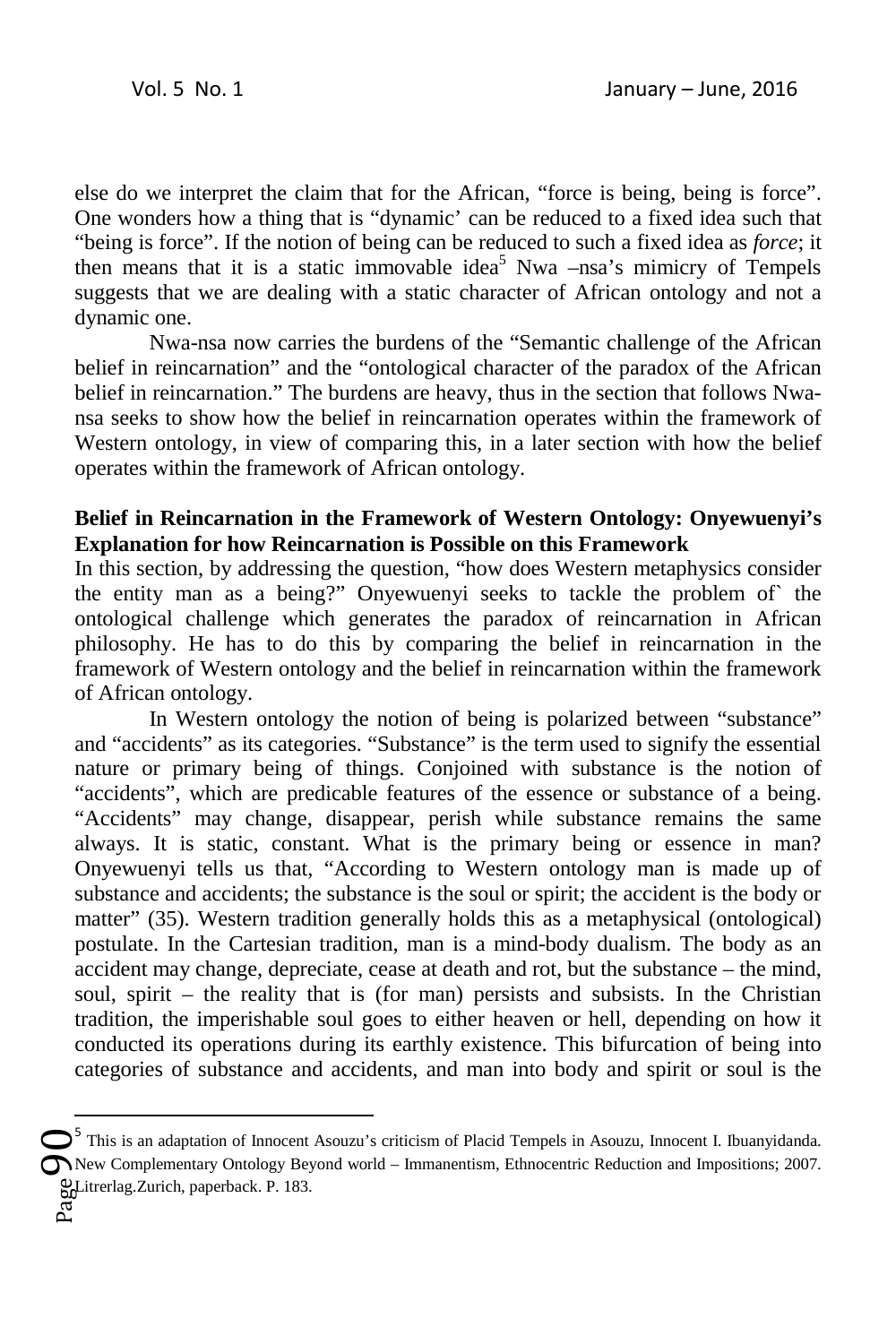else do we interpret the claim that for the African, "force is being, being is force". One wonders how a thing that is "dynamic' can be reduced to a fixed idea such that "being is force". If the notion of being can be reduced to such a fixed idea as *force*; it then means that it is a static immovable idea[5] Nwa –nsa's mimicry of Tempels suggests that we are dealing with a static character of African ontology and not a dynamic one.

Nwa-nsa now carries the burdens of the "Semantic challenge of the African belief in reincarnation" and the "ontological character of the paradox of the African belief in reincarnation." The burdens are heavy, thus in the section that follows Nwa-nsa seeks to show how the belief in reincarnation operates within the framework of Western ontology, in view of comparing this, in a later section with how the belief operates within the framework of African ontology.

**Belief in Reincarnation in the Framework of Western Ontology: Onyewuenyi's Explanation for how Reincarnation is Possible on this Framework**

In this section, by addressing the question, "how does Western metaphysics consider the entity man as a being?" Onyewuenyi seeks to tackle the problem of` the ontological challenge which generates the paradox of reincarnation in African philosophy. He has to do this by comparing the belief in reincarnation in the framework of Western ontology and the belief in reincarnation within the framework of African ontology.

In Western ontology the notion of being is polarized between "substance" and "accidents" as its categories. "Substance" is the term used to signify the essential nature or primary being of things. Conjoined with substance is the notion of "accidents", which are predicable features of the essence or substance of a being. "Accidents" may change, disappear, perish while substance remains the same always. It is static, constant. What is the primary being or essence in man? Onyewuenyi tells us that, "According to Western ontology man is made up of substance and accidents; the substance is the soul or spirit; the accident is the body or matter" (35). Western tradition generally holds this as a metaphysical (ontological) postulate. In the Cartesian tradition, man is a mind-body dualism. The body as an accident may change, depreciate, cease at death and rot, but the substance – the mind, soul, spirit – the reality that is (for man) persists and subsists. In the Christian tradition, the imperishable soul goes to either heaven or hell, depending on how it conducted its operations during its earthly existence. This bifurcation of being into categories of substance and accidents, and man into body and spirit or soul is the

---

[5] This is an adaptation of Innocent Asouzu's criticism of Placid Tempels in Asouzu, Innocent I. Ibuanyidanda. New Complementary Ontology Beyond world – Immanentism, Ethnocentric Reduction and Impositions; 2007. Litrerlag.Zurich, paperback. P. 183.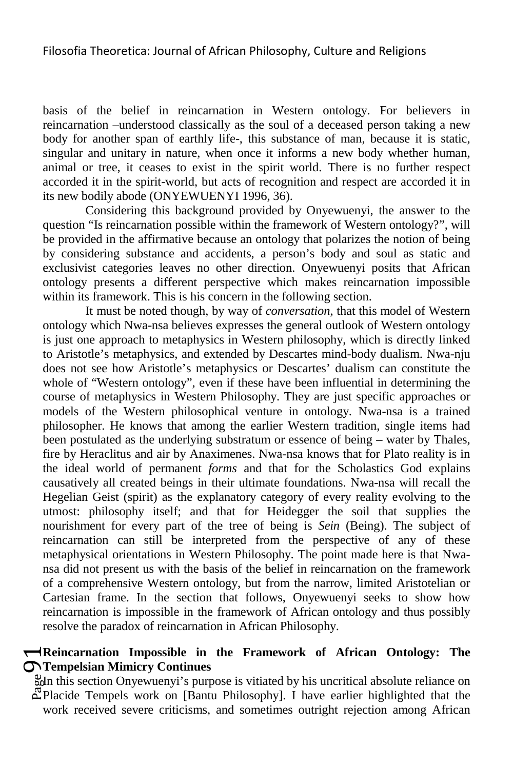basis of the belief in reincarnation in Western ontology. For believers in reincarnation –understood classically as the soul of a deceased person taking a new body for another span of earthly life-, this substance of man, because it is static, singular and unitary in nature, when once it informs a new body whether human, animal or tree, it ceases to exist in the spirit world. There is no further respect accorded it in the spirit-world, but acts of recognition and respect are accorded it in its new bodily abode (ONYEWUENYI 1996, 36).

Considering this background provided by Onyewuenyi, the answer to the question "Is reincarnation possible within the framework of Western ontology?", will be provided in the affirmative because an ontology that polarizes the notion of being by considering substance and accidents, a person's body and soul as static and exclusivist categories leaves no other direction. Onyewuenyi posits that African ontology presents a different perspective which makes reincarnation impossible within its framework. This is his concern in the following section.

It must be noted though, by way of *conversation*, that this model of Western ontology which Nwa-nsa believes expresses the general outlook of Western ontology is just one approach to metaphysics in Western philosophy, which is directly linked to Aristotle's metaphysics, and extended by Descartes mind-body dualism. Nwa-nju does not see how Aristotle's metaphysics or Descartes' dualism can constitute the whole of "Western ontology", even if these have been influential in determining the course of metaphysics in Western Philosophy. They are just specific approaches or models of the Western philosophical venture in ontology. Nwa-nsa is a trained philosopher. He knows that among the earlier Western tradition, single items had been postulated as the underlying substratum or essence of being – water by Thales, fire by Heraclitus and air by Anaximenes. Nwa-nsa knows that for Plato reality is in the ideal world of permanent *forms* and that for the Scholastics God explains causatively all created beings in their ultimate foundations. Nwa-nsa will recall the Hegelian Geist (spirit) as the explanatory category of every reality evolving to the utmost: philosophy itself; and that for Heidegger the soil that supplies the nourishment for every part of the tree of being is *Sein* (Being). The subject of reincarnation can still be interpreted from the perspective of any of these metaphysical orientations in Western Philosophy. The point made here is that Nwa-nsa did not present us with the basis of the belief in reincarnation on the framework of a comprehensive Western ontology, but from the narrow, limited Aristotelian or Cartesian frame. In the section that follows, Onyewuenyi seeks to show how reincarnation is impossible in the framework of African ontology and thus possibly resolve the paradox of reincarnation in African Philosophy.

**Reincarnation Impossible in the Framework of African Ontology: The Tempelsian Mimicry Continues**

In this section Onyewuenyi's purpose is vitiated by his uncritical absolute reliance on Placide Tempels work on [Bantu Philosophy]. I have earlier highlighted that the work received severe criticisms, and sometimes outright rejection among African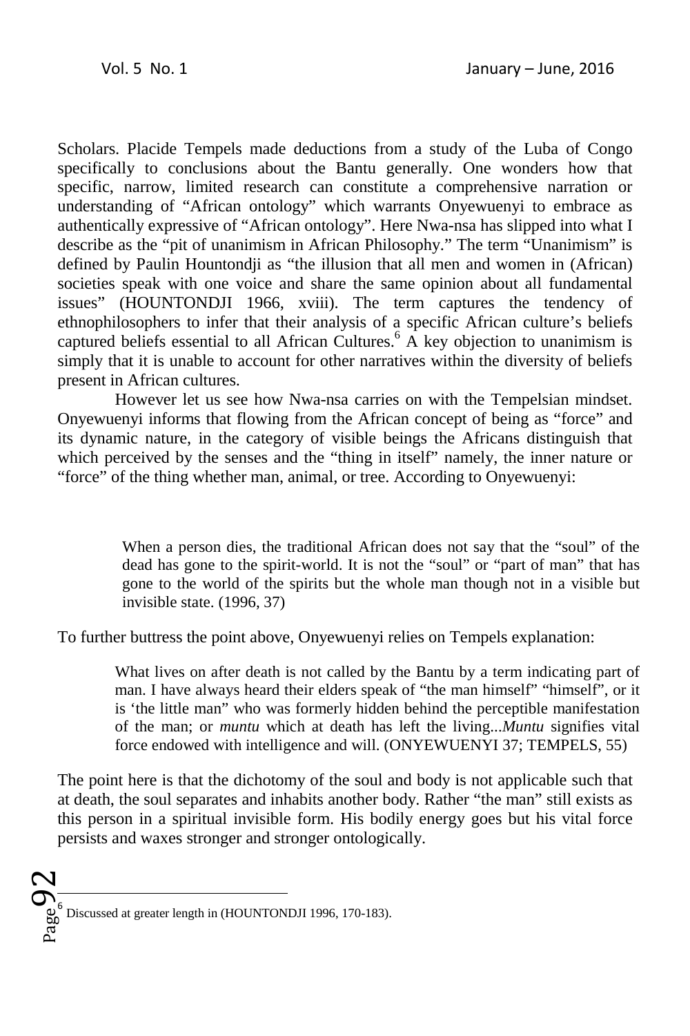Scholars. Placide Tempels made deductions from a study of the Luba of Congo specifically to conclusions about the Bantu generally. One wonders how that specific, narrow, limited research can constitute a comprehensive narration or understanding of "African ontology" which warrants Onyewuenyi to embrace as authentically expressive of "African ontology". Here Nwa-nsa has slipped into what I describe as the "pit of unanimism in African Philosophy." The term "Unanimism" is defined by Paulin Hountondji as "the illusion that all men and women in (African) societies speak with one voice and share the same opinion about all fundamental issues" (HOUNTONDJI 1966, xviii). The term captures the tendency of ethnophilosophers to infer that their analysis of a specific African culture's beliefs captured beliefs essential to all African Cultures.[6] A key objection to unanimism is simply that it is unable to account for other narratives within the diversity of beliefs present in African cultures.

However let us see how Nwa-nsa carries on with the Tempelsian mindset. Onyewuenyi informs that flowing from the African concept of being as "force" and its dynamic nature, in the category of visible beings the Africans distinguish that which perceived by the senses and the "thing in itself" namely, the inner nature or "force" of the thing whether man, animal, or tree. According to Onyewuenyi:

> When a person dies, the traditional African does not say that the "soul" of the dead has gone to the spirit-world. It is not the "soul" or "part of man" that has gone to the world of the spirits but the whole man though not in a visible but invisible state. (1996, 37)

To further buttress the point above, Onyewuenyi relies on Tempels explanation:

> What lives on after death is not called by the Bantu by a term indicating part of man. I have always heard their elders speak of "the man himself" "himself", or it is 'the little man" who was formerly hidden behind the perceptible manifestation of the man; or *muntu* which at death has left the living...*Muntu* signifies vital force endowed with intelligence and will. (ONYEWUENYI 37; TEMPELS, 55)

The point here is that the dichotomy of the soul and body is not applicable such that at death, the soul separates and inhabits another body. Rather "the man" still exists as this person in a spiritual invisible form. His bodily energy goes but his vital force persists and waxes stronger and stronger ontologically.

---

[6] Discussed at greater length in (HOUNTONDJI 1996, 170-183).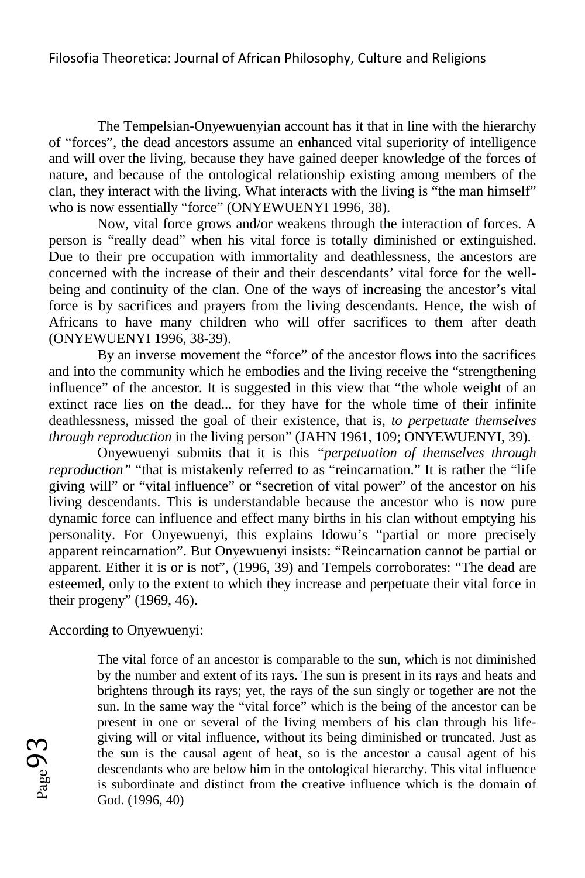The Tempelsian-Onyewuenyian account has it that in line with the hierarchy of "forces", the dead ancestors assume an enhanced vital superiority of intelligence and will over the living, because they have gained deeper knowledge of the forces of nature, and because of the ontological relationship existing among members of the clan, they interact with the living. What interacts with the living is "the man himself" who is now essentially "force" (ONYEWUENYI 1996, 38).

Now, vital force grows and/or weakens through the interaction of forces. A person is "really dead" when his vital force is totally diminished or extinguished. Due to their pre occupation with immortality and deathlessness, the ancestors are concerned with the increase of their and their descendants' vital force for the well-being and continuity of the clan. One of the ways of increasing the ancestor's vital force is by sacrifices and prayers from the living descendants. Hence, the wish of Africans to have many children who will offer sacrifices to them after death (ONYEWUENYI 1996, 38-39).

By an inverse movement the "force" of the ancestor flows into the sacrifices and into the community which he embodies and the living receive the "strengthening influence" of the ancestor. It is suggested in this view that "the whole weight of an extinct race lies on the dead... for they have for the whole time of their infinite deathlessness, missed the goal of their existence, that is, *to perpetuate themselves through reproduction* in the living person" (JAHN 1961, 109; ONYEWUENYI, 39).

Onyewuenyi submits that it is this *"perpetuation of themselves through reproduction"* "that is mistakenly referred to as "reincarnation." It is rather the "life giving will" or "vital influence" or "secretion of vital power" of the ancestor on his living descendants. This is understandable because the ancestor who is now pure dynamic force can influence and effect many births in his clan without emptying his personality. For Onyewuenyi, this explains Idowu's "partial or more precisely apparent reincarnation". But Onyewuenyi insists: "Reincarnation cannot be partial or apparent. Either it is or is not", (1996, 39) and Tempels corroborates: "The dead are esteemed, only to the extent to which they increase and perpetuate their vital force in their progeny" (1969, 46).

According to Onyewuenyi:

> The vital force of an ancestor is comparable to the sun, which is not diminished by the number and extent of its rays. The sun is present in its rays and heats and brightens through its rays; yet, the rays of the sun singly or together are not the sun. In the same way the "vital force" which is the being of the ancestor can be present in one or several of the living members of his clan through his life-giving will or vital influence, without its being diminished or truncated. Just as the sun is the causal agent of heat, so is the ancestor a causal agent of his descendants who are below him in the ontological hierarchy. This vital influence is subordinate and distinct from the creative influence which is the domain of God. (1996, 40)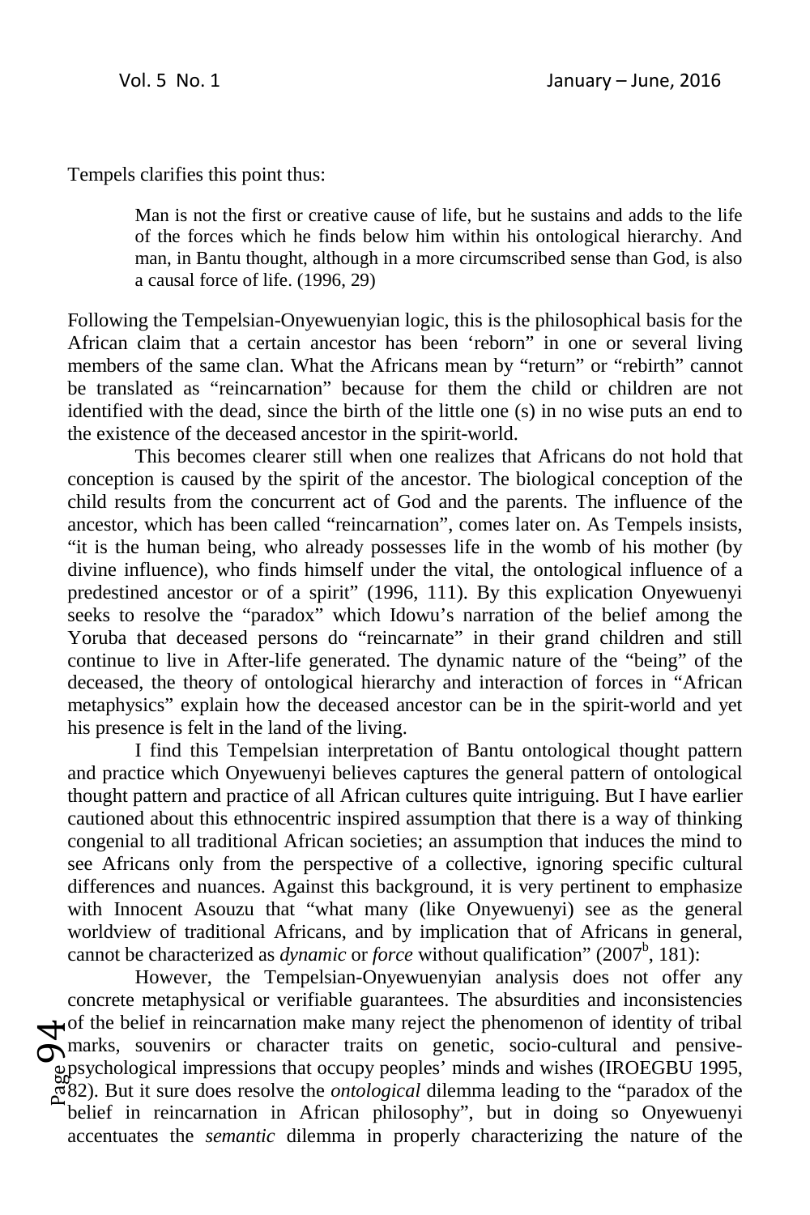Tempels clarifies this point thus:

> Man is not the first or creative cause of life, but he sustains and adds to the life of the forces which he finds below him within his ontological hierarchy. And man, in Bantu thought, although in a more circumscribed sense than God, is also a causal force of life. (1996, 29)

Following the Tempelsian-Onyewuenyian logic, this is the philosophical basis for the African claim that a certain ancestor has been 'reborn" in one or several living members of the same clan. What the Africans mean by "return" or "rebirth" cannot be translated as "reincarnation" because for them the child or children are not identified with the dead, since the birth of the little one (s) in no wise puts an end to the existence of the deceased ancestor in the spirit-world.

This becomes clearer still when one realizes that Africans do not hold that conception is caused by the spirit of the ancestor. The biological conception of the child results from the concurrent act of God and the parents. The influence of the ancestor, which has been called "reincarnation", comes later on. As Tempels insists, "it is the human being, who already possesses life in the womb of his mother (by divine influence), who finds himself under the vital, the ontological influence of a predestined ancestor or of a spirit" (1996, 111). By this explication Onyewuenyi seeks to resolve the "paradox" which Idowu's narration of the belief among the Yoruba that deceased persons do "reincarnate" in their grand children and still continue to live in After-life generated. The dynamic nature of the "being" of the deceased, the theory of ontological hierarchy and interaction of forces in "African metaphysics" explain how the deceased ancestor can be in the spirit-world and yet his presence is felt in the land of the living.

I find this Tempelsian interpretation of Bantu ontological thought pattern and practice which Onyewuenyi believes captures the general pattern of ontological thought pattern and practice of all African cultures quite intriguing. But I have earlier cautioned about this ethnocentric inspired assumption that there is a way of thinking congenial to all traditional African societies; an assumption that induces the mind to see Africans only from the perspective of a collective, ignoring specific cultural differences and nuances. Against this background, it is very pertinent to emphasize with Innocent Asouzu that "what many (like Onyewuenyi) see as the general worldview of traditional Africans, and by implication that of Africans in general, cannot be characterized as *dynamic* or *force* without qualification" (2007[b], 181):

However, the Tempelsian-Onyewuenyian analysis does not offer any concrete metaphysical or verifiable guarantees. The absurdities and inconsistencies of the belief in reincarnation make many reject the phenomenon of identity of tribal marks, souvenirs or character traits on genetic, socio-cultural and pensive-psychological impressions that occupy peoples' minds and wishes (IROEGBU 1995, 82). But it sure does resolve the *ontological* dilemma leading to the "paradox of the belief in reincarnation in African philosophy", but in doing so Onyewuenyi accentuates the *semantic* dilemma in properly characterizing the nature of the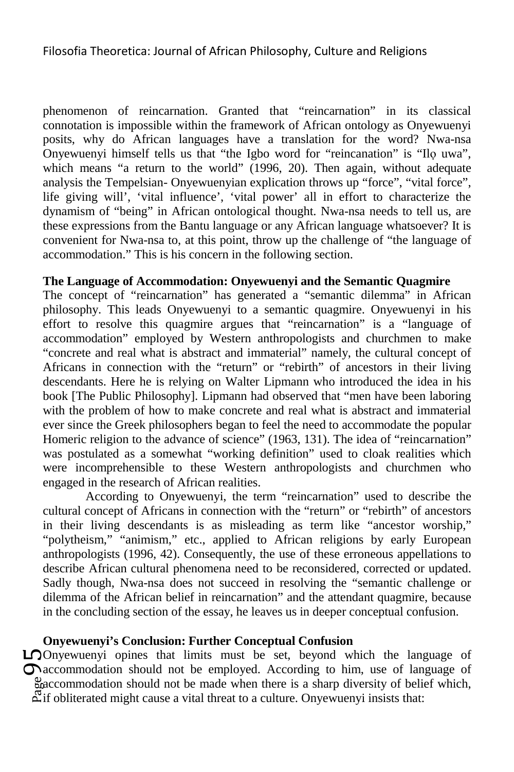phenomenon of reincarnation. Granted that "reincarnation" in its classical connotation is impossible within the framework of African ontology as Onyewuenyi posits, why do African languages have a translation for the word? Nwa-nsa Onyewuenyi himself tells us that "the Igbo word for "reincanation" is "Ilọ uwa", which means "a return to the world" (1996, 20). Then again, without adequate analysis the Tempelsian- Onyewuenyian explication throws up "force", "vital force", life giving will', 'vital influence', 'vital power' all in effort to characterize the dynamism of "being" in African ontological thought. Nwa-nsa needs to tell us, are these expressions from the Bantu language or any African language whatsoever? It is convenient for Nwa-nsa to, at this point, throw up the challenge of "the language of accommodation." This is his concern in the following section.

**The Language of Accommodation: Onyewuenyi and the Semantic Quagmire**

The concept of "reincarnation" has generated a "semantic dilemma" in African philosophy. This leads Onyewuenyi to a semantic quagmire. Onyewuenyi in his effort to resolve this quagmire argues that "reincarnation" is a "language of accommodation" employed by Western anthropologists and churchmen to make "concrete and real what is abstract and immaterial" namely, the cultural concept of Africans in connection with the "return" or "rebirth" of ancestors in their living descendants. Here he is relying on Walter Lipmann who introduced the idea in his book [The Public Philosophy]. Lipmann had observed that "men have been laboring with the problem of how to make concrete and real what is abstract and immaterial ever since the Greek philosophers began to feel the need to accommodate the popular Homeric religion to the advance of science" (1963, 131). The idea of "reincarnation" was postulated as a somewhat "working definition" used to cloak realities which were incomprehensible to these Western anthropologists and churchmen who engaged in the research of African realities.

According to Onyewuenyi, the term "reincarnation" used to describe the cultural concept of Africans in connection with the "return" or "rebirth" of ancestors in their living descendants is as misleading as term like "ancestor worship," "polytheism," "animism," etc., applied to African religions by early European anthropologists (1996, 42). Consequently, the use of these erroneous appellations to describe African cultural phenomena need to be reconsidered, corrected or updated. Sadly though, Nwa-nsa does not succeed in resolving the "semantic challenge or dilemma of the African belief in reincarnation" and the attendant quagmire, because in the concluding section of the essay, he leaves us in deeper conceptual confusion.

**Onyewuenyi's Conclusion: Further Conceptual Confusion**

Onyewuenyi opines that limits must be set, beyond which the language of accommodation should not be employed. According to him, use of language of accommodation should not be made when there is a sharp diversity of belief which, if obliterated might cause a vital threat to a culture. Onyewuenyi insists that: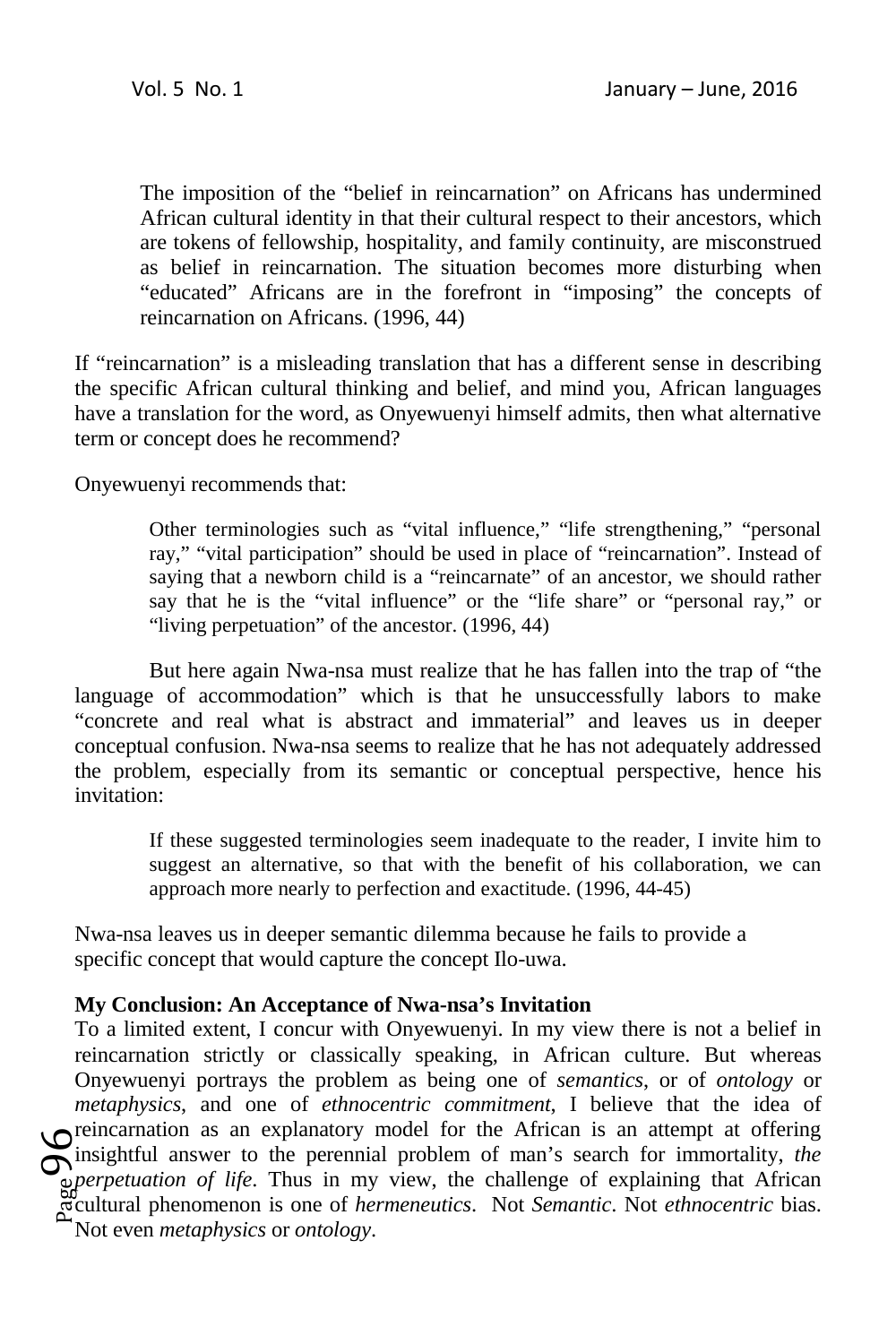> The imposition of the "belief in reincarnation" on Africans has undermined African cultural identity in that their cultural respect to their ancestors, which are tokens of fellowship, hospitality, and family continuity, are misconstrued as belief in reincarnation. The situation becomes more disturbing when "educated" Africans are in the forefront in "imposing" the concepts of reincarnation on Africans. (1996, 44)

If "reincarnation" is a misleading translation that has a different sense in describing the specific African cultural thinking and belief, and mind you, African languages have a translation for the word, as Onyewuenyi himself admits, then what alternative term or concept does he recommend?

Onyewuenyi recommends that:

> Other terminologies such as "vital influence," "life strengthening," "personal ray," "vital participation" should be used in place of "reincarnation". Instead of saying that a newborn child is a "reincarnate" of an ancestor, we should rather say that he is the "vital influence" or the "life share" or "personal ray," or "living perpetuation" of the ancestor. (1996, 44)

But here again Nwa-nsa must realize that he has fallen into the trap of "the language of accommodation" which is that he unsuccessfully labors to make "concrete and real what is abstract and immaterial" and leaves us in deeper conceptual confusion. Nwa-nsa seems to realize that he has not adequately addressed the problem, especially from its semantic or conceptual perspective, hence his invitation:

> If these suggested terminologies seem inadequate to the reader, I invite him to suggest an alternative, so that with the benefit of his collaboration, we can approach more nearly to perfection and exactitude. (1996, 44-45)

Nwa-nsa leaves us in deeper semantic dilemma because he fails to provide a specific concept that would capture the concept Ilo-uwa.

**My Conclusion: An Acceptance of Nwa-nsa's Invitation**

To a limited extent, I concur with Onyewuenyi. In my view there is not a belief in reincarnation strictly or classically speaking, in African culture. But whereas Onyewuenyi portrays the problem as being one of *semantics*, or of *ontology* or *metaphysics*, and one of *ethnocentric commitment*, I believe that the idea of reincarnation as an explanatory model for the African is an attempt at offering insightful answer to the perennial problem of man's search for immortality, *the perpetuation of life*. Thus in my view, the challenge of explaining that African cultural phenomenon is one of *hermeneutics*. Not *Semantic*. Not *ethnocentric* bias. Not even *metaphysics* or *ontology*.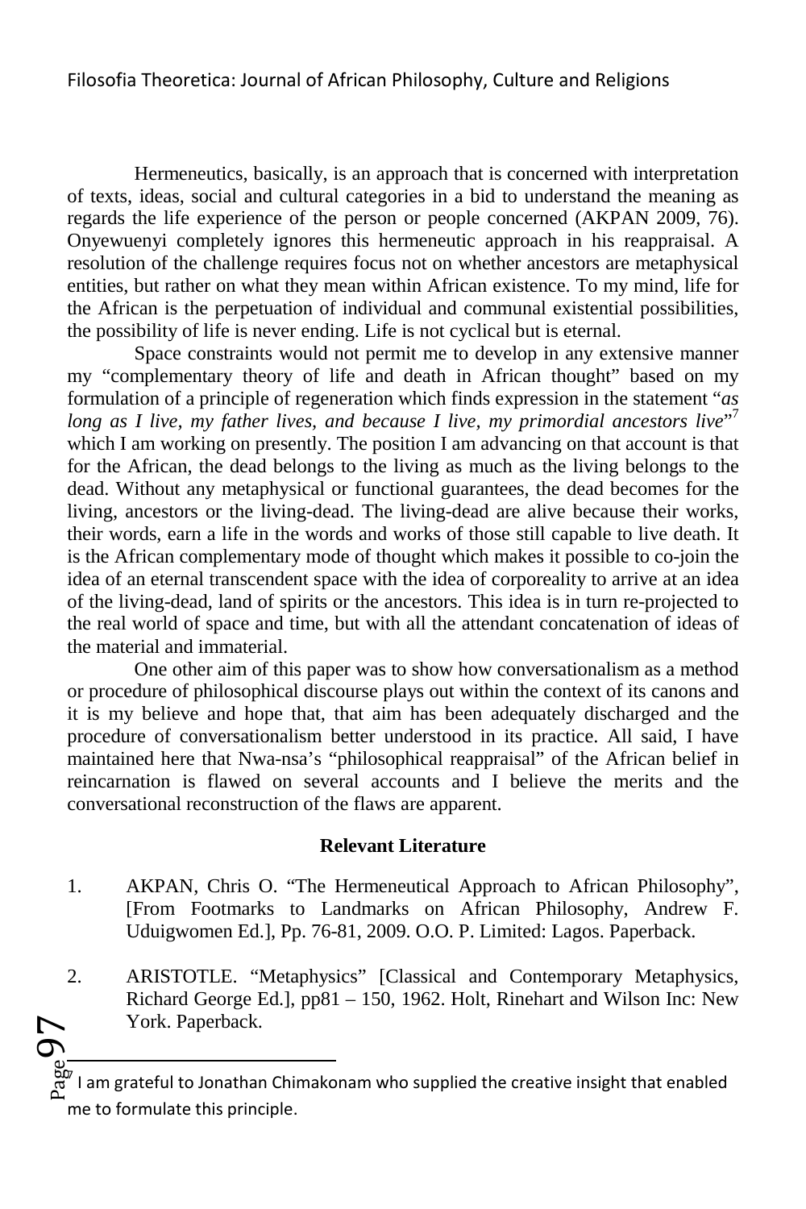Hermeneutics, basically, is an approach that is concerned with interpretation of texts, ideas, social and cultural categories in a bid to understand the meaning as regards the life experience of the person or people concerned (AKPAN 2009, 76). Onyewuenyi completely ignores this hermeneutic approach in his reappraisal. A resolution of the challenge requires focus not on whether ancestors are metaphysical entities, but rather on what they mean within African existence. To my mind, life for the African is the perpetuation of individual and communal existential possibilities, the possibility of life is never ending. Life is not cyclical but is eternal.

Space constraints would not permit me to develop in any extensive manner my "complementary theory of life and death in African thought" based on my formulation of a principle of regeneration which finds expression in the statement "*as long as I live, my father lives, and because I live, my primordial ancestors live*"[7] which I am working on presently. The position I am advancing on that account is that for the African, the dead belongs to the living as much as the living belongs to the dead. Without any metaphysical or functional guarantees, the dead becomes for the living, ancestors or the living-dead. The living-dead are alive because their works, their words, earn a life in the words and works of those still capable to live death. It is the African complementary mode of thought which makes it possible to co-join the idea of an eternal transcendent space with the idea of corporeality to arrive at an idea of the living-dead, land of spirits or the ancestors. This idea is in turn re-projected to the real world of space and time, but with all the attendant concatenation of ideas of the material and immaterial.

One other aim of this paper was to show how conversationalism as a method or procedure of philosophical discourse plays out within the context of its canons and it is my believe and hope that, that aim has been adequately discharged and the procedure of conversationalism better understood in its practice. All said, I have maintained here that Nwa-nsa's "philosophical reappraisal" of the African belief in reincarnation is flawed on several accounts and I believe the merits and the conversational reconstruction of the flaws are apparent.

**Relevant Literature**

1. AKPAN, Chris O. "The Hermeneutical Approach to African Philosophy", [From Footmarks to Landmarks on African Philosophy, Andrew F. Uduigwomen Ed.], Pp. 76-81, 2009. O.O. P. Limited: Lagos. Paperback.

2. ARISTOTLE. "Metaphysics" [Classical and Contemporary Metaphysics, Richard George Ed.], pp81 – 150, 1962. Holt, Rinehart and Wilson Inc: New York. Paperback.

---

[7] I am grateful to Jonathan Chimakonam who supplied the creative insight that enabled me to formulate this principle.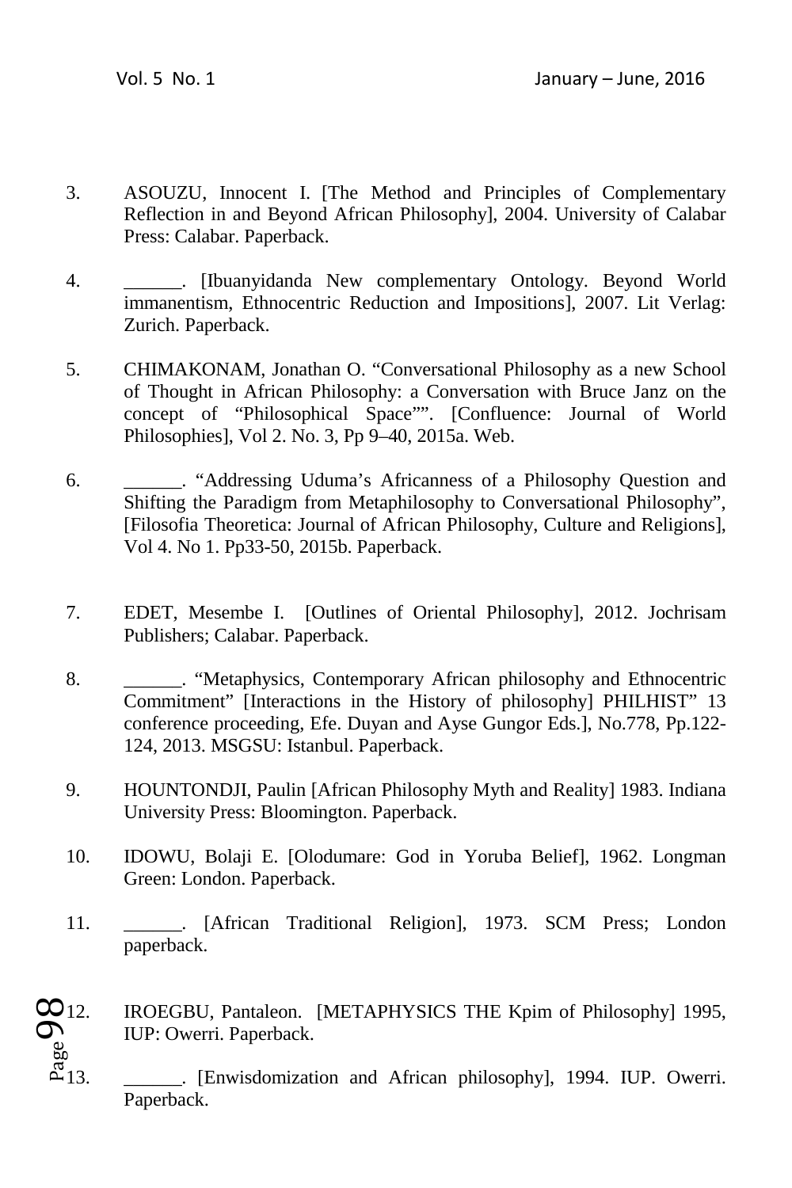3. ASOUZU, Innocent I. [The Method and Principles of Complementary Reflection in and Beyond African Philosophy], 2004. University of Calabar Press: Calabar. Paperback.

4. ______. [Ibuanyidanda New complementary Ontology. Beyond World immanentism, Ethnocentric Reduction and Impositions], 2007. Lit Verlag: Zurich. Paperback.

5. CHIMAKONAM, Jonathan O. "Conversational Philosophy as a new School of Thought in African Philosophy: a Conversation with Bruce Janz on the concept of "Philosophical Space"". [Confluence: Journal of World Philosophies], Vol 2. No. 3, Pp 9–40, 2015a. Web.

6. ______. "Addressing Uduma's Africanness of a Philosophy Question and Shifting the Paradigm from Metaphilosophy to Conversational Philosophy", [Filosofia Theoretica: Journal of African Philosophy, Culture and Religions], Vol 4. No 1. Pp33-50, 2015b. Paperback.

7. EDET, Mesembe I. [Outlines of Oriental Philosophy], 2012. Jochrisam Publishers; Calabar. Paperback.

8. ______. "Metaphysics, Contemporary African philosophy and Ethnocentric Commitment" [Interactions in the History of philosophy] PHILHIST" 13 conference proceeding, Efe. Duyan and Ayse Gungor Eds.], No.778, Pp.122-124, 2013. MSGSU: Istanbul. Paperback.

9. HOUNTONDJI, Paulin [African Philosophy Myth and Reality] 1983. Indiana University Press: Bloomington. Paperback.

10. IDOWU, Bolaji E. [Olodumare: God in Yoruba Belief], 1962. Longman Green: London. Paperback.

11. ______. [African Traditional Religion], 1973. SCM Press; London paperback.

12. IROEGBU, Pantaleon. [METAPHYSICS THE Kpim of Philosophy] 1995, IUP: Owerri. Paperback.

13. ______. [Enwisdomization and African philosophy], 1994. IUP. Owerri. Paperback.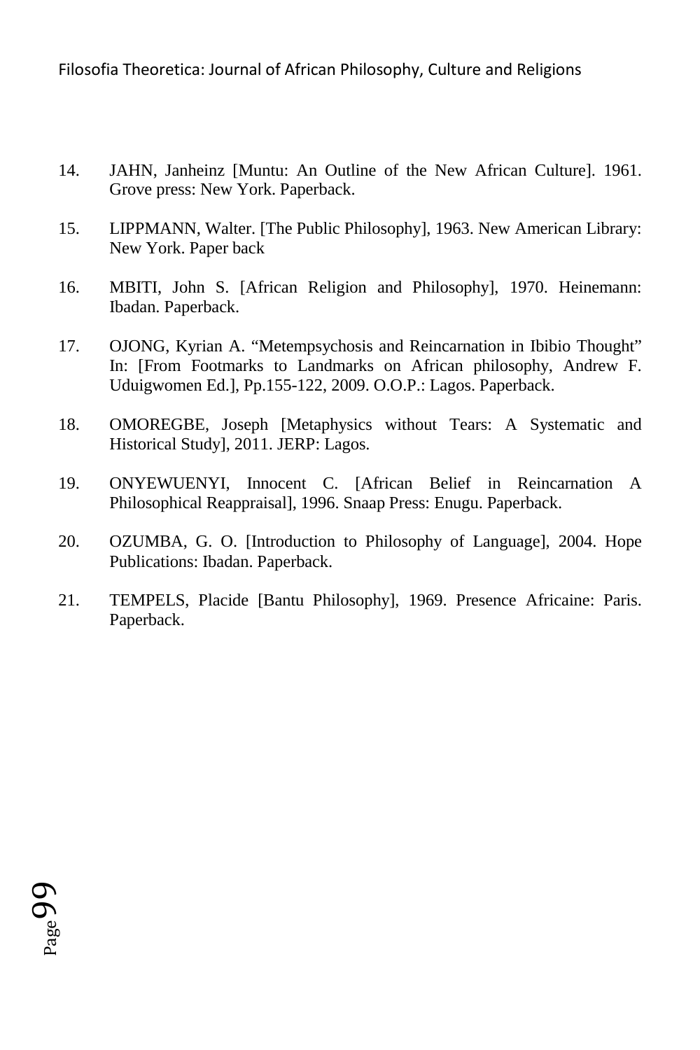14. JAHN, Janheinz [Muntu: An Outline of the New African Culture]. 1961. Grove press: New York. Paperback.

15. LIPPMANN, Walter. [The Public Philosophy], 1963. New American Library: New York. Paper back

16. MBITI, John S. [African Religion and Philosophy], 1970. Heinemann: Ibadan. Paperback.

17. OJONG, Kyrian A. “Metempsychosis and Reincarnation in Ibibio Thought” In: [From Footmarks to Landmarks on African philosophy, Andrew F. Uduigwomen Ed.], Pp.155-122, 2009. O.O.P.: Lagos. Paperback.

18. OMOREGBE, Joseph [Metaphysics without Tears: A Systematic and Historical Study], 2011. JERP: Lagos.

19. ONYEWUENYI, Innocent C. [African Belief in Reincarnation A Philosophical Reappraisal], 1996. Snaap Press: Enugu. Paperback.

20. OZUMBA, G. O. [Introduction to Philosophy of Language], 2004. Hope Publications: Ibadan. Paperback.

21. TEMPELS, Placide [Bantu Philosophy], 1969. Presence Africaine: Paris. Paperback.